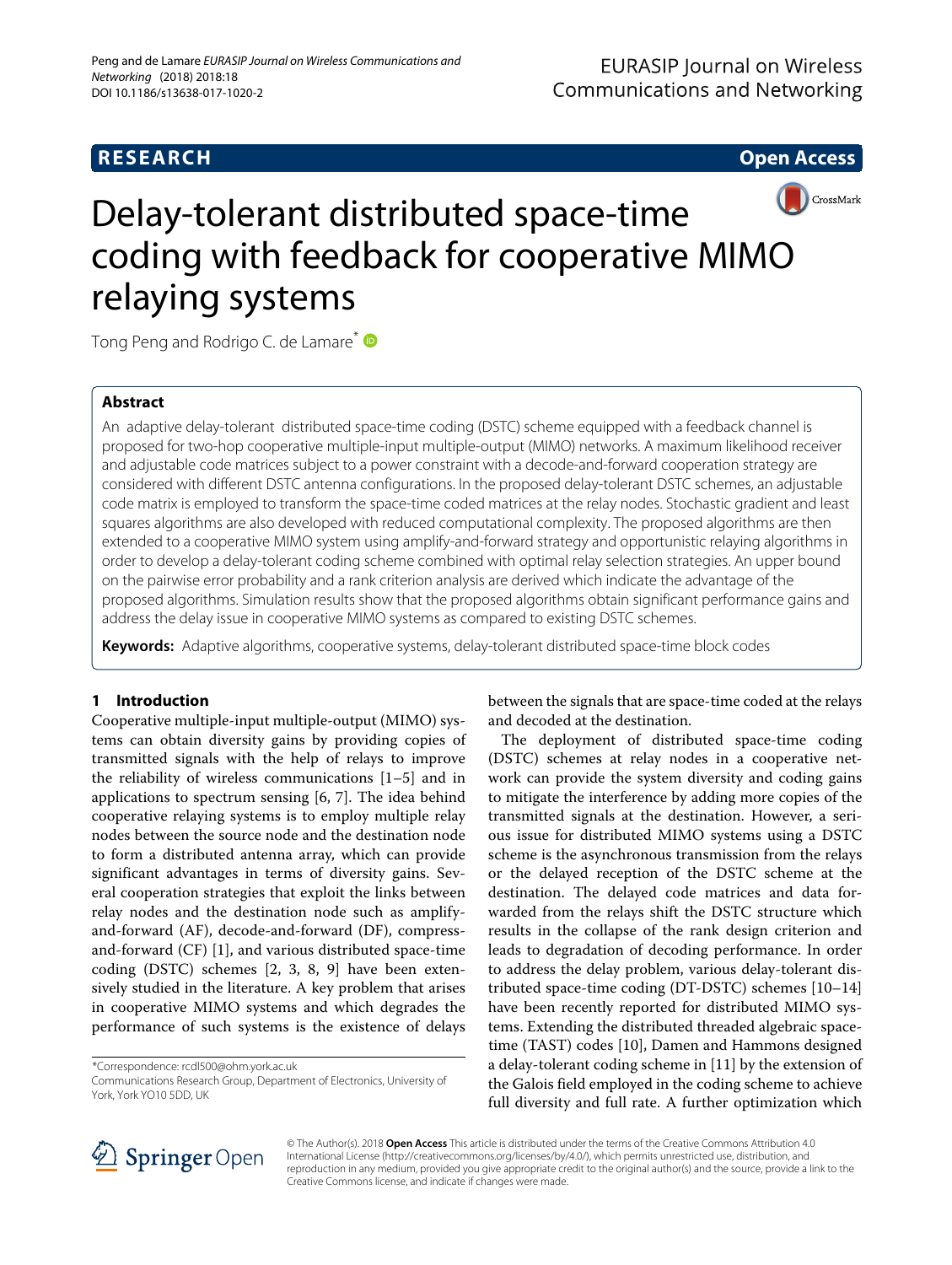RESEARCH | Open Access

# Delay-tolerant distributed space-time coding with feedback for cooperative MIMO relaying systems

Tong Peng and Rodrigo C. de Lamare*

## Abstract

An adaptive delay-tolerant distributed space-time coding (DSTC) scheme equipped with a feedback channel is proposed for two-hop cooperative multiple-input multiple-output (MIMO) networks. A maximum likelihood receiver and adjustable code matrices subject to a power constraint with a decode-and-forward cooperation strategy are considered with different DSTC antenna configurations. In the proposed delay-tolerant DSTC schemes, an adjustable code matrix is employed to transform the space-time coded matrices at the relay nodes. Stochastic gradient and least squares algorithms are also developed with reduced computational complexity. The proposed algorithms are then extended to a cooperative MIMO system using amplify-and-forward strategy and opportunistic relaying algorithms in order to develop a delay-tolerant coding scheme combined with optimal relay selection strategies. An upper bound on the pairwise error probability and a rank criterion analysis are derived which indicate the advantage of the proposed algorithms. Simulation results show that the proposed algorithms obtain significant performance gains and address the delay issue in cooperative MIMO systems as compared to existing DSTC schemes.

**Keywords:** Adaptive algorithms, cooperative systems, delay-tolerant distributed space-time block codes

## 1 Introduction

Cooperative multiple-input multiple-output (MIMO) systems can obtain diversity gains by providing copies of transmitted signals with the help of relays to improve the reliability of wireless communications [1–5] and in applications to spectrum sensing [6, 7]. The idea behind cooperative relaying systems is to employ multiple relay nodes between the source node and the destination node to form a distributed antenna array, which can provide significant advantages in terms of diversity gains. Several cooperation strategies that exploit the links between relay nodes and the destination node such as amplify-and-forward (AF), decode-and-forward (DF), compress-and-forward (CF) [1], and various distributed space-time coding (DSTC) schemes [2, 3, 8, 9] have been extensively studied in the literature. A key problem that arises in cooperative MIMO systems and which degrades the performance of such systems is the existence of delays between the signals that are space-time coded at the relays and decoded at the destination.

The deployment of distributed space-time coding (DSTC) schemes at relay nodes in a cooperative network can provide the system diversity and coding gains to mitigate the interference by adding more copies of the transmitted signals at the destination. However, a serious issue for distributed MIMO systems using a DSTC scheme is the asynchronous transmission from the relays or the delayed reception of the DSTC scheme at the destination. The delayed code matrices and data forwarded from the relays shift the DSTC structure which results in the collapse of the rank design criterion and leads to degradation of decoding performance. In order to address the delay problem, various delay-tolerant distributed space-time coding (DT-DSTC) schemes [10–14] have been recently reported for distributed MIMO systems. Extending the distributed threaded algebraic space-time (TAST) codes [10], Damen and Hammons designed a delay-tolerant coding scheme in [11] by the extension of the Galois field employed in the coding scheme to achieve full diversity and full rate. A further optimization which

*Correspondence: rcdl500@ohm.york.ac.uk
Communications Research Group, Department of Electronics, University of York, York YO10 5DD, UK

© The Author(s). 2018 **Open Access** This article is distributed under the terms of the Creative Commons Attribution 4.0 International License (http://creativecommons.org/licenses/by/4.0/), which permits unrestricted use, distribution, and reproduction in any medium, provided you give appropriate credit to the original author(s) and the source, provide a link to the Creative Commons license, and indicate if changes were made.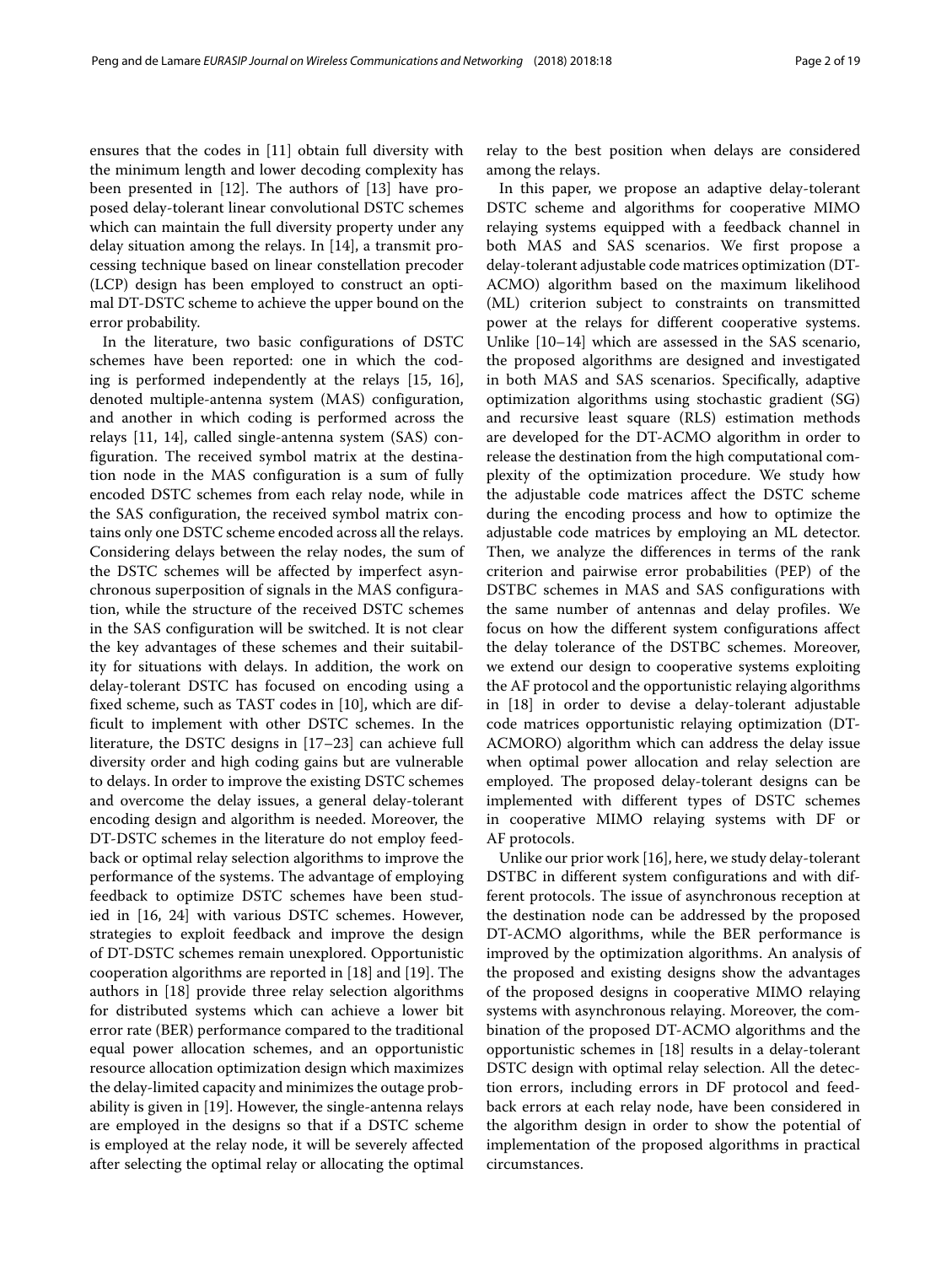ensures that the codes in [11] obtain full diversity with the minimum length and lower decoding complexity has been presented in [12]. The authors of [13] have proposed delay-tolerant linear convolutional DSTC schemes which can maintain the full diversity property under any delay situation among the relays. In [14], a transmit processing technique based on linear constellation precoder (LCP) design has been employed to construct an optimal DT-DSTC scheme to achieve the upper bound on the error probability.

In the literature, two basic configurations of DSTC schemes have been reported: one in which the coding is performed independently at the relays [15, 16], denoted multiple-antenna system (MAS) configuration, and another in which coding is performed across the relays [11, 14], called single-antenna system (SAS) configuration. The received symbol matrix at the destination node in the MAS configuration is a sum of fully encoded DSTC schemes from each relay node, while in the SAS configuration, the received symbol matrix contains only one DSTC scheme encoded across all the relays. Considering delays between the relay nodes, the sum of the DSTC schemes will be affected by imperfect asynchronous superposition of signals in the MAS configuration, while the structure of the received DSTC schemes in the SAS configuration will be switched. It is not clear the key advantages of these schemes and their suitability for situations with delays. In addition, the work on delay-tolerant DSTC has focused on encoding using a fixed scheme, such as TAST codes in [10], which are difficult to implement with other DSTC schemes. In the literature, the DSTC designs in [17–23] can achieve full diversity order and high coding gains but are vulnerable to delays. In order to improve the existing DSTC schemes and overcome the delay issues, a general delay-tolerant encoding design and algorithm is needed. Moreover, the DT-DSTC schemes in the literature do not employ feedback or optimal relay selection algorithms to improve the performance of the systems. The advantage of employing feedback to optimize DSTC schemes have been studied in [16, 24] with various DSTC schemes. However, strategies to exploit feedback and improve the design of DT-DSTC schemes remain unexplored. Opportunistic cooperation algorithms are reported in [18] and [19]. The authors in [18] provide three relay selection algorithms for distributed systems which can achieve a lower bit error rate (BER) performance compared to the traditional equal power allocation schemes, and an opportunistic resource allocation optimization design which maximizes the delay-limited capacity and minimizes the outage probability is given in [19]. However, the single-antenna relays are employed in the designs so that if a DSTC scheme is employed at the relay node, it will be severely affected after selecting the optimal relay or allocating the optimal relay to the best position when delays are considered among the relays.

In this paper, we propose an adaptive delay-tolerant DSTC scheme and algorithms for cooperative MIMO relaying systems equipped with a feedback channel in both MAS and SAS scenarios. We first propose a delay-tolerant adjustable code matrices optimization (DT-ACMO) algorithm based on the maximum likelihood (ML) criterion subject to constraints on transmitted power at the relays for different cooperative systems. Unlike [10–14] which are assessed in the SAS scenario, the proposed algorithms are designed and investigated in both MAS and SAS scenarios. Specifically, adaptive optimization algorithms using stochastic gradient (SG) and recursive least square (RLS) estimation methods are developed for the DT-ACMO algorithm in order to release the destination from the high computational complexity of the optimization procedure. We study how the adjustable code matrices affect the DSTC scheme during the encoding process and how to optimize the adjustable code matrices by employing an ML detector. Then, we analyze the differences in terms of the rank criterion and pairwise error probabilities (PEP) of the DSTBC schemes in MAS and SAS configurations with the same number of antennas and delay profiles. We focus on how the different system configurations affect the delay tolerance of the DSTBC schemes. Moreover, we extend our design to cooperative systems exploiting the AF protocol and the opportunistic relaying algorithms in [18] in order to devise a delay-tolerant adjustable code matrices opportunistic relaying optimization (DT-ACMORO) algorithm which can address the delay issue when optimal power allocation and relay selection are employed. The proposed delay-tolerant designs can be implemented with different types of DSTC schemes in cooperative MIMO relaying systems with DF or AF protocols.

Unlike our prior work [16], here, we study delay-tolerant DSTBC in different system configurations and with different protocols. The issue of asynchronous reception at the destination node can be addressed by the proposed DT-ACMO algorithms, while the BER performance is improved by the optimization algorithms. An analysis of the proposed and existing designs show the advantages of the proposed designs in cooperative MIMO relaying systems with asynchronous relaying. Moreover, the combination of the proposed DT-ACMO algorithms and the opportunistic schemes in [18] results in a delay-tolerant DSTC design with optimal relay selection. All the detection errors, including errors in DF protocol and feedback errors at each relay node, have been considered in the algorithm design in order to show the potential of implementation of the proposed algorithms in practical circumstances.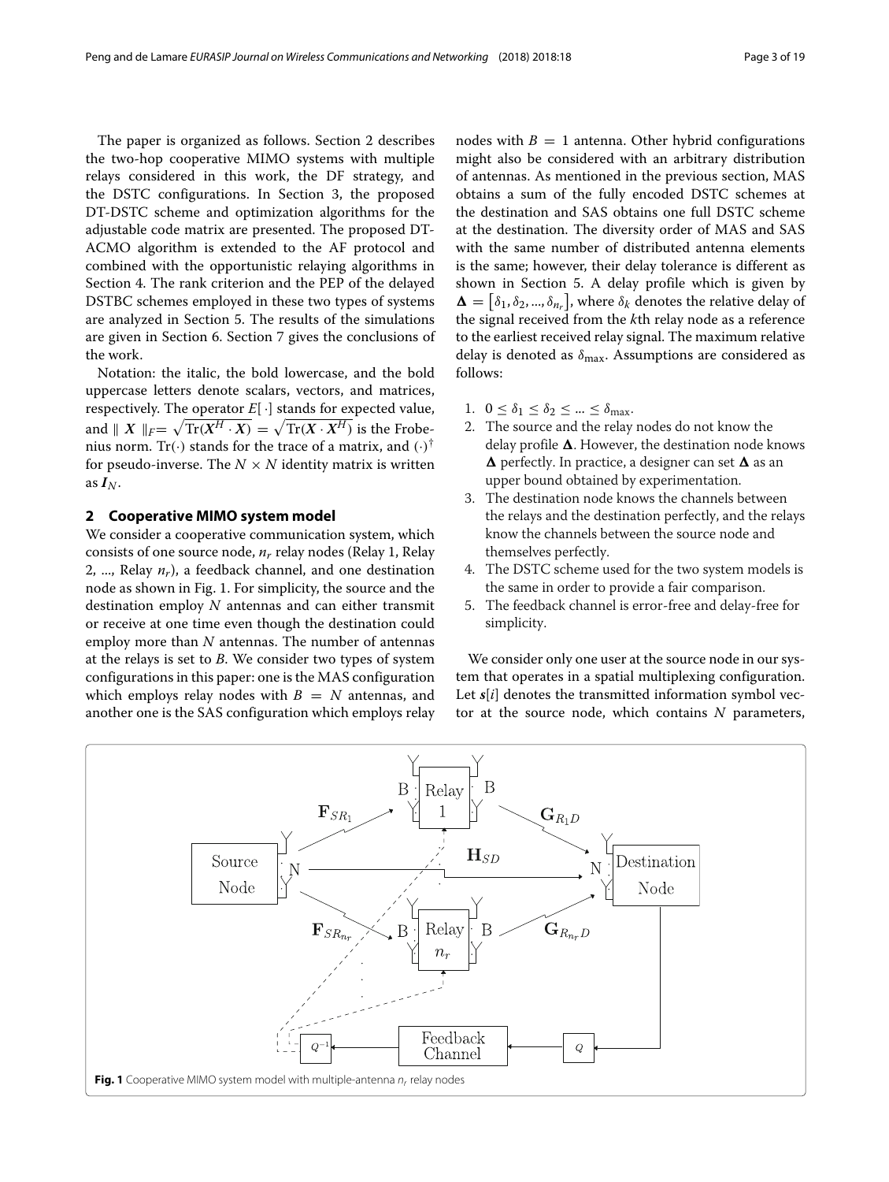The paper is organized as follows. Section 2 describes the two-hop cooperative MIMO systems with multiple relays considered in this work, the DF strategy, and the DSTC configurations. In Section 3, the proposed DT-DSTC scheme and optimization algorithms for the adjustable code matrix are presented. The proposed DT-ACMO algorithm is extended to the AF protocol and combined with the opportunistic relaying algorithms in Section 4. The rank criterion and the PEP of the delayed DSTBC schemes employed in these two types of systems are analyzed in Section 5. The results of the simulations are given in Section 6. Section 7 gives the conclusions of the work.

Notation: the italic, the bold lowercase, and the bold uppercase letters denote scalars, vectors, and matrices, respectively. The operator $E[\cdot]$ stands for expected value, and $\| \boldsymbol{X} \|_F = \sqrt{\mathrm{Tr}(\boldsymbol{X}^H \cdot \boldsymbol{X})} = \sqrt{\mathrm{Tr}(\boldsymbol{X} \cdot \boldsymbol{X}^H)}$ is the Frobenius norm. $\mathrm{Tr}(\cdot)$ stands for the trace of a matrix, and $(\cdot)^{\dagger}$ for pseudo-inverse. The $N \times N$ identity matrix is written as $\boldsymbol{I}_N$.

## 2 Cooperative MIMO system model

We consider a cooperative communication system, which consists of one source node, $n_r$ relay nodes (Relay 1, Relay 2, ..., Relay $n_r$), a feedback channel, and one destination node as shown in Fig. 1. For simplicity, the source and the destination employ $N$ antennas and can either transmit or receive at one time even though the destination could employ more than $N$ antennas. The number of antennas at the relays is set to $B$. We consider two types of system configurations in this paper: one is the MAS configuration which employs relay nodes with $B = N$ antennas, and another one is the SAS configuration which employs relay nodes with $B = 1$ antenna. Other hybrid configurations might also be considered with an arbitrary distribution of antennas. As mentioned in the previous section, MAS obtains a sum of the fully encoded DSTC schemes at the destination and SAS obtains one full DSTC scheme at the destination. The diversity order of MAS and SAS with the same number of distributed antenna elements is the same; however, their delay tolerance is different as shown in Section 5. A delay profile which is given by $\boldsymbol{\Delta} = [\delta_1, \delta_2, ..., \delta_{n_r}]$, where $\delta_k$ denotes the relative delay of the signal received from the $k$th relay node as a reference to the earliest received relay signal. The maximum relative delay is denoted as $\delta_{\max}$. Assumptions are considered as follows:

1. $0 \leq \delta_1 \leq \delta_2 \leq ... \leq \delta_{\max}$.
2. The source and the relay nodes do not know the delay profile $\boldsymbol{\Delta}$. However, the destination node knows $\boldsymbol{\Delta}$ perfectly. In practice, a designer can set $\boldsymbol{\Delta}$ as an upper bound obtained by experimentation.
3. The destination node knows the channels between the relays and the destination perfectly, and the relays know the channels between the source node and themselves perfectly.
4. The DSTC scheme used for the two system models is the same in order to provide a fair comparison.
5. The feedback channel is error-free and delay-free for simplicity.

We consider only one user at the source node in our system that operates in a spatial multiplexing configuration. Let $\boldsymbol{s}[i]$ denotes the transmitted information symbol vector at the source node, which contains $N$ parameters,

**Fig. 1** Cooperative MIMO system model with multiple-antenna $n_r$ relay nodes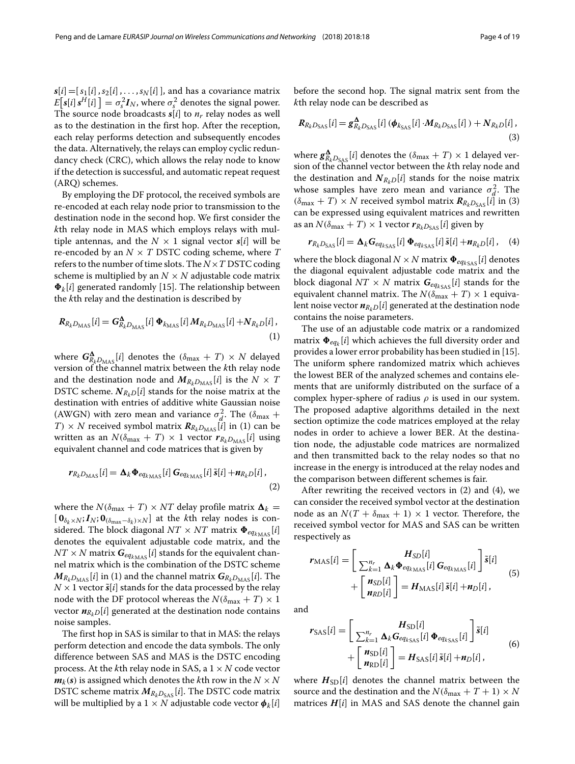$\boldsymbol{s}[i] = [\, s_1[i]\,, s_2[i]\,, \ldots, s_N[i]\,]$, and has a covariance matrix $E\big[\boldsymbol{s}[i]\,\boldsymbol{s}^H[i]\big] = \sigma_s^2 \boldsymbol{I}_N$, where $\sigma_s^2$ denotes the signal power. The source node broadcasts $\boldsymbol{s}[i]$ to $n_r$ relay nodes as well as to the destination in the first hop. After the reception, each relay performs detection and subsequently encodes the data. Alternatively, the relays can employ cyclic redundancy check (CRC), which allows the relay node to know if the detection is successful, and automatic repeat request (ARQ) schemes.

By employing the DF protocol, the received symbols are re-encoded at each relay node prior to transmission to the destination node in the second hop. We first consider the $k$th relay node in MAS which employs relays with multiple antennas, and the $N \times 1$ signal vector $\boldsymbol{s}[i]$ will be re-encoded by an $N \times T$ DSTC coding scheme, where $T$ refers to the number of time slots. The $N \times T$ DSTC coding scheme is multiplied by an $N \times N$ adjustable code matrix $\boldsymbol{\Phi}_k[i]$ generated randomly [15]. The relationship between the $k$th relay and the destination is described by

$$\boldsymbol{R}_{R_k D_{\text{MAS}}}[i] = \boldsymbol{G}^{\boldsymbol{\Delta}}_{R_k D_{\text{MAS}}}[i]\, \boldsymbol{\Phi}_{k_{\text{MAS}}}[i]\, \boldsymbol{M}_{R_k D_{\text{MAS}}}[i] + \boldsymbol{N}_{R_k D}[i]\,, \tag{1}$$

where $\boldsymbol{G}^{\boldsymbol{\Delta}}_{R_k D_{\text{MAS}}}[i]$ denotes the $(\delta_{\max} + T) \times N$ delayed version of the channel matrix between the $k$th relay node and the destination node and $\boldsymbol{M}_{R_k D_{\text{MAS}}}[i]$ is the $N \times T$ DSTC scheme. $\boldsymbol{N}_{R_k D}[i]$ stands for the noise matrix at the destination with entries of additive white Gaussian noise (AWGN) with zero mean and variance $\sigma_d^2$. The $(\delta_{\max} + T) \times N$ received symbol matrix $\boldsymbol{R}_{R_k D_{\text{MAS}}}[i]$ in (1) can be written as an $N(\delta_{\max} + T) \times 1$ vector $\boldsymbol{r}_{R_k D_{\text{MAS}}}[i]$ using equivalent channel and code matrices that is given by

$$\boldsymbol{r}_{R_k D_{\text{MAS}}}[i] = \boldsymbol{\Delta}_k \boldsymbol{\Phi}_{eq_{k\text{MAS}}}[i]\, \boldsymbol{G}_{eq_{k\text{MAS}}}[i]\, \tilde{\boldsymbol{s}}[i] + \boldsymbol{n}_{R_k D}[i]\,, \tag{2}$$

where the $N(\delta_{\max} + T) \times NT$ delay profile matrix $\boldsymbol{\Delta}_k = [\,\boldsymbol{0}_{\delta_k \times N}; \boldsymbol{I}_N; \boldsymbol{0}_{(\delta_{\max} - \delta_k) \times N}]$ at the $k$th relay nodes is considered. The block diagonal $NT \times NT$ matrix $\boldsymbol{\Phi}_{eq_{k\text{MAS}}}[i]$ denotes the equivalent adjustable code matrix, and the $NT \times N$ matrix $\boldsymbol{G}_{eq_{k\text{MAS}}}[i]$ stands for the equivalent channel matrix which is the combination of the DSTC scheme $\boldsymbol{M}_{R_k D_{\text{MAS}}}[i]$ in (1) and the channel matrix $\boldsymbol{G}_{R_k D_{\text{MAS}}}[i]$. The $N \times 1$ vector $\tilde{\boldsymbol{s}}[i]$ stands for the data processed by the relay node with the DF protocol whereas the $N(\delta_{\max} + T) \times 1$ vector $\boldsymbol{n}_{R_k D}[i]$ generated at the destination node contains noise samples.

The first hop in SAS is similar to that in MAS: the relays perform detection and encode the data symbols. The only difference between SAS and MAS is the DSTC encoding process. At the $k$th relay node in SAS, a $1 \times N$ code vector $\boldsymbol{m}_k(\boldsymbol{s})$ is assigned which denotes the $k$th row in the $N \times N$ DSTC scheme matrix $\boldsymbol{M}_{R_k D_{\text{SAS}}}[i]$. The DSTC code matrix will be multiplied by a $1 \times N$ adjustable code vector $\boldsymbol{\phi}_k[i]$ before the second hop. The signal matrix sent from the $k$th relay node can be described as

$$\boldsymbol{R}_{R_k D_{\text{SAS}}}[i] = \boldsymbol{g}^{\boldsymbol{\Delta}}_{R_k D_{\text{SAS}}}[i]\, (\boldsymbol{\phi}_{k_{\text{SAS}}}[i] \cdot \boldsymbol{M}_{R_k D_{\text{SAS}}}[i]\,) + \boldsymbol{N}_{R_k D}[i]\,, \tag{3}$$

where $\boldsymbol{g}^{\boldsymbol{\Delta}}_{R_k D_{\text{SAS}}}[i]$ denotes the $(\delta_{\max} + T) \times 1$ delayed version of the channel vector between the $k$th relay node and the destination and $\boldsymbol{N}_{R_k D}[i]$ stands for the noise matrix whose samples have zero mean and variance $\sigma_d^2$. The $(\delta_{\max} + T) \times N$ received symbol matrix $\boldsymbol{R}_{R_k D_{\text{SAS}}}[i]$ in (3) can be expressed using equivalent matrices and rewritten as an $N(\delta_{\max} + T) \times 1$ vector $\boldsymbol{r}_{R_k D_{\text{SAS}}}[i]$ given by

$$\boldsymbol{r}_{R_k D_{\text{SAS}}}[i] = \boldsymbol{\Delta}_k \boldsymbol{G}_{eq_{k\text{SAS}}}[i]\, \boldsymbol{\Phi}_{eq_{k\text{SAS}}}[i]\, \tilde{\boldsymbol{s}}[i] + \boldsymbol{n}_{R_k D}[i]\,, \tag{4}$$

where the block diagonal $N \times N$ matrix $\boldsymbol{\Phi}_{eq_{k\text{SAS}}}[i]$ denotes the diagonal equivalent adjustable code matrix and the block diagonal $NT \times N$ matrix $\boldsymbol{G}_{eq_{k\text{SAS}}}[i]$ stands for the equivalent channel matrix. The $N(\delta_{\max} + T) \times 1$ equivalent noise vector $\boldsymbol{n}_{R_k D}[i]$ generated at the destination node contains the noise parameters.

The use of an adjustable code matrix or a randomized matrix $\boldsymbol{\Phi}_{eq_k}[i]$ which achieves the full diversity order and provides a lower error probability has been studied in [15]. The uniform sphere randomized matrix which achieves the lowest BER of the analyzed schemes and contains elements that are uniformly distributed on the surface of a complex hyper-sphere of radius $\rho$ is used in our system. The proposed adaptive algorithms detailed in the next section optimize the code matrices employed at the relay nodes in order to achieve a lower BER. At the destination node, the adjustable code matrices are normalized and then transmitted back to the relay nodes so that no increase in the energy is introduced at the relay nodes and the comparison between different schemes is fair.

After rewriting the received vectors in (2) and (4), we can consider the received symbol vector at the destination node as an $N(T + \delta_{\max} + 1) \times 1$ vector. Therefore, the received symbol vector for MAS and SAS can be written respectively as

$$\begin{aligned}\boldsymbol{r}_{\text{MAS}}[i] &= \begin{bmatrix} \boldsymbol{H}_{SD}[i] \\ \sum_{k=1}^{n_r} \boldsymbol{\Delta}_k \boldsymbol{\Phi}_{eq_{k\text{MAS}}}[i]\, \boldsymbol{G}_{eq_{k\text{MAS}}}[i] \end{bmatrix} \tilde{\boldsymbol{s}}[i] \\ &\quad + \begin{bmatrix} \boldsymbol{n}_{SD}[i] \\ \boldsymbol{n}_{RD}[i] \end{bmatrix} = \boldsymbol{H}_{\text{MAS}}[i]\, \tilde{\boldsymbol{s}}[i] + \boldsymbol{n}_D[i]\,,\end{aligned} \tag{5}$$

and

$$\begin{aligned}\boldsymbol{r}_{\text{SAS}}[i] &= \begin{bmatrix} \boldsymbol{H}_{\text{SD}}[i] \\ \sum_{k=1}^{n_r} \boldsymbol{\Delta}_k \boldsymbol{G}_{eq_{k\text{SAS}}}[i]\, \boldsymbol{\Phi}_{eq_{k\text{SAS}}}[i] \end{bmatrix} \tilde{\boldsymbol{s}}[i] \\ &\quad + \begin{bmatrix} \boldsymbol{n}_{\text{SD}}[i] \\ \boldsymbol{n}_{\text{RD}}[i] \end{bmatrix} = \boldsymbol{H}_{\text{SAS}}[i]\, \tilde{\boldsymbol{s}}[i] + \boldsymbol{n}_D[i]\,,\end{aligned} \tag{6}$$

where $\boldsymbol{H}_{\text{SD}}[i]$ denotes the channel matrix between the source and the destination and the $N(\delta_{\max} + T + 1) \times N$ matrices $\boldsymbol{H}[i]$ in MAS and SAS denote the channel gain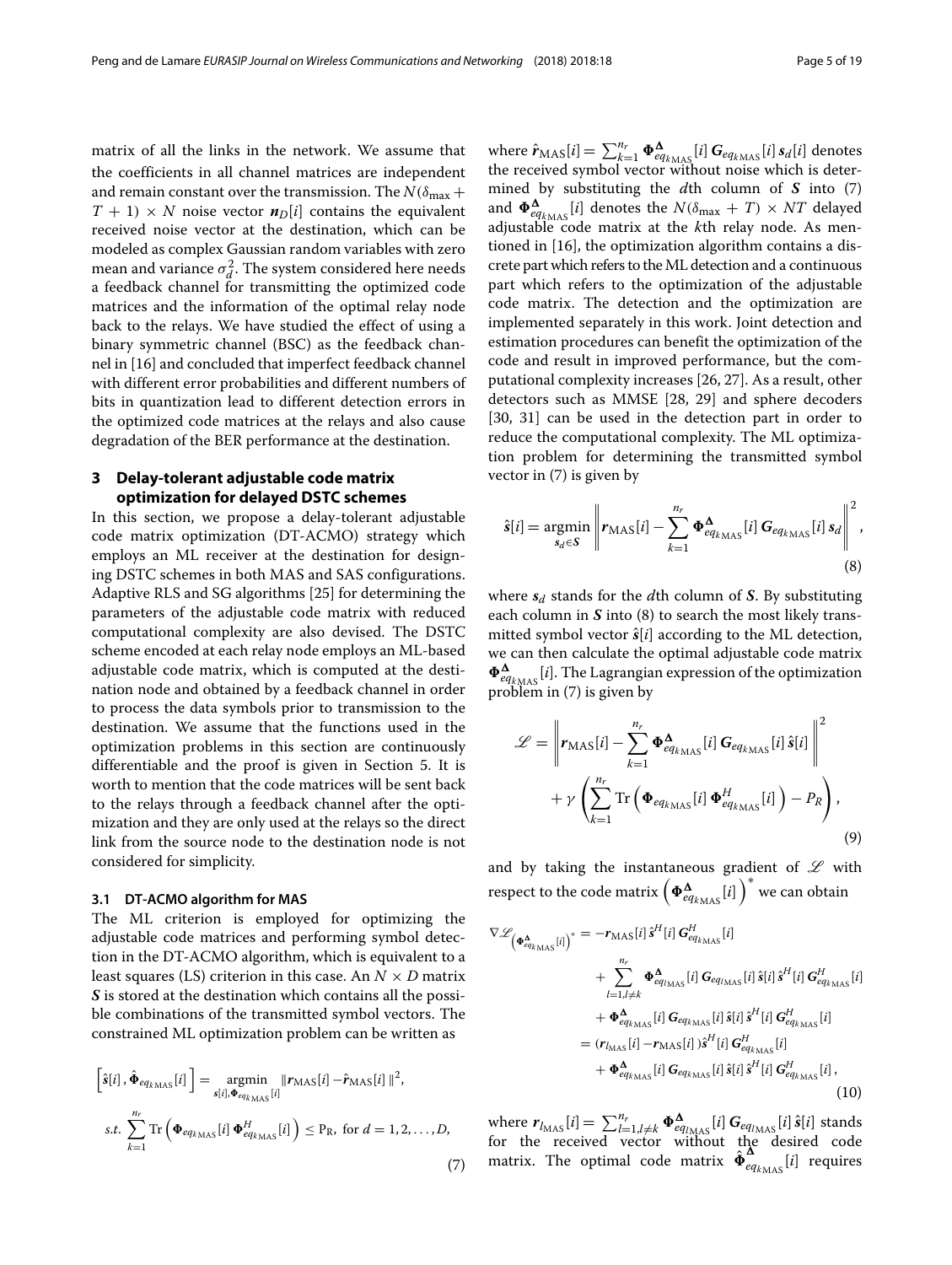matrix of all the links in the network. We assume that the coefficients in all channel matrices are independent and remain constant over the transmission. The $N(\delta_{\max}+T+1)\times N$ noise vector $\boldsymbol{n}_D[i]$ contains the equivalent received noise vector at the destination, which can be modeled as complex Gaussian random variables with zero mean and variance $\sigma_d^2$. The system considered here needs a feedback channel for transmitting the optimized code matrices and the information of the optimal relay node back to the relays. We have studied the effect of using a binary symmetric channel (BSC) as the feedback channel in [16] and concluded that imperfect feedback channel with different error probabilities and different numbers of bits in quantization lead to different detection errors in the optimized code matrices at the relays and also cause degradation of the BER performance at the destination.

## 3 Delay-tolerant adjustable code matrix optimization for delayed DSTC schemes

In this section, we propose a delay-tolerant adjustable code matrix optimization (DT-ACMO) strategy which employs an ML receiver at the destination for designing DSTC schemes in both MAS and SAS configurations. Adaptive RLS and SG algorithms [25] for determining the parameters of the adjustable code matrix with reduced computational complexity are also devised. The DSTC scheme encoded at each relay node employs an ML-based adjustable code matrix, which is computed at the destination node and obtained by a feedback channel in order to process the data symbols prior to transmission to the destination. We assume that the functions used in the optimization problems in this section are continuously differentiable and the proof is given in Section 5. It is worth to mention that the code matrices will be sent back to the relays through a feedback channel after the optimization and they are only used at the relays so the direct link from the source node to the destination node is not considered for simplicity.

### 3.1 DT-ACMO algorithm for MAS

The ML criterion is employed for optimizing the adjustable code matrices and performing symbol detection in the DT-ACMO algorithm, which is equivalent to a least squares (LS) criterion in this case. An $N\times D$ matrix $\boldsymbol{S}$ is stored at the destination which contains all the possible combinations of the transmitted symbol vectors. The constrained ML optimization problem can be written as

$$
\begin{aligned}
\left[\hat{\boldsymbol{s}}[i]\,,\hat{\boldsymbol{\Phi}}_{eq_{k\mathrm{MAS}}}[i]\right] &= \underset{\boldsymbol{s}[i],\boldsymbol{\Phi}_{eq_{k\mathrm{MAS}}}[i]}{\operatorname{argmin}} \|\boldsymbol{r}_{\mathrm{MAS}}[i]-\hat{\boldsymbol{r}}_{\mathrm{MAS}}[i]\,\|^2,\\
s.t.\ \sum_{k=1}^{n_r}\mathrm{Tr}\left(\boldsymbol{\Phi}_{eq_{k\mathrm{MAS}}}[i]\,\boldsymbol{\Phi}^H_{eq_{k\mathrm{MAS}}}[i]\right) &\le \mathrm{P_R},\ \text{for } d=1,2,\ldots,D,
\end{aligned}
\tag{7}
$$

where $\hat{\boldsymbol{r}}_{\mathrm{MAS}}[i]=\sum_{k=1}^{n_r}\boldsymbol{\Phi}^{\boldsymbol{\Delta}}_{eq_{k\mathrm{MAS}}}[i]\,\boldsymbol{G}_{eq_{k\mathrm{MAS}}}[i]\,\boldsymbol{s}_d[i]$ denotes the received symbol vector without noise which is determined by substituting the $d$th column of $\boldsymbol{S}$ into (7) and $\boldsymbol{\Phi}^{\boldsymbol{\Delta}}_{eq_{k\mathrm{MAS}}}[i]$ denotes the $N(\delta_{\max}+T)\times NT$ delayed adjustable code matrix at the $k$th relay node. As mentioned in [16], the optimization algorithm contains a discrete part which refers to the ML detection and a continuous part which refers to the optimization of the adjustable code matrix. The detection and the optimization are implemented separately in this work. Joint detection and estimation procedures can benefit the optimization of the code and result in improved performance, but the computational complexity increases [26, 27]. As a result, other detectors such as MMSE [28, 29] and sphere decoders [30, 31] can be used in the detection part in order to reduce the computational complexity. The ML optimization problem for determining the transmitted symbol vector in (7) is given by

$$
\hat{\boldsymbol{s}}[i]=\underset{\boldsymbol{s}_d\in\boldsymbol{S}}{\operatorname{argmin}}\left\|\boldsymbol{r}_{\mathrm{MAS}}[i]-\sum_{k=1}^{n_r}\boldsymbol{\Phi}^{\boldsymbol{\Delta}}_{eq_{k\mathrm{MAS}}}[i]\,\boldsymbol{G}_{eq_{k\mathrm{MAS}}}[i]\,\boldsymbol{s}_d\right\|^2,
\tag{8}
$$

where $\boldsymbol{s}_d$ stands for the $d$th column of $\boldsymbol{S}$. By substituting each column in $\boldsymbol{S}$ into (8) to search the most likely transmitted symbol vector $\hat{\boldsymbol{s}}[i]$ according to the ML detection, we can then calculate the optimal adjustable code matrix $\boldsymbol{\Phi}^{\boldsymbol{\Delta}}_{eq_{k\mathrm{MAS}}}[i]$. The Lagrangian expression of the optimization problem in (7) is given by

$$
\begin{aligned}
\mathscr{L}=&\left\|\boldsymbol{r}_{\mathrm{MAS}}[i]-\sum_{k=1}^{n_r}\boldsymbol{\Phi}^{\boldsymbol{\Delta}}_{eq_{k\mathrm{MAS}}}[i]\,\boldsymbol{G}_{eq_{k\mathrm{MAS}}}[i]\,\hat{\boldsymbol{s}}[i]\right\|^2\\
&+\gamma\left(\sum_{k=1}^{n_r}\mathrm{Tr}\left(\boldsymbol{\Phi}_{eq_{k\mathrm{MAS}}}[i]\,\boldsymbol{\Phi}^H_{eq_{k\mathrm{MAS}}}[i]\right)-P_R\right),
\end{aligned}
\tag{9}
$$

and by taking the instantaneous gradient of $\mathscr{L}$ with respect to the code matrix $\left(\boldsymbol{\Phi}^{\boldsymbol{\Delta}}_{eq_{k\mathrm{MAS}}}[i]\right)^*$ we can obtain

$$
\begin{aligned}
\nabla\mathscr{L}_{\left(\boldsymbol{\Phi}^{\boldsymbol{\Delta}}_{eq_{k\mathrm{MAS}}}[i]\right)^*}=&-\boldsymbol{r}_{\mathrm{MAS}}[i]\,\hat{\boldsymbol{s}}^H[i]\,\boldsymbol{G}^H_{eq_{k\mathrm{MAS}}}[i]\\
&+\sum_{l=1,l\neq k}^{n_r}\boldsymbol{\Phi}^{\boldsymbol{\Delta}}_{eq_{l\mathrm{MAS}}}[i]\,\boldsymbol{G}_{eq_{l\mathrm{MAS}}}[i]\,\hat{\boldsymbol{s}}[i]\,\hat{\boldsymbol{s}}^H[i]\,\boldsymbol{G}^H_{eq_{k\mathrm{MAS}}}[i]\\
&+\boldsymbol{\Phi}^{\boldsymbol{\Delta}}_{eq_{k\mathrm{MAS}}}[i]\,\boldsymbol{G}_{eq_{k\mathrm{MAS}}}[i]\,\hat{\boldsymbol{s}}[i]\,\hat{\boldsymbol{s}}^H[i]\,\boldsymbol{G}^H_{eq_{k\mathrm{MAS}}}[i]\\
=&\,(\boldsymbol{r}_{l_{\mathrm{MAS}}}[i]-\boldsymbol{r}_{\mathrm{MAS}}[i]\,)\hat{\boldsymbol{s}}^H[i]\,\boldsymbol{G}^H_{eq_{k\mathrm{MAS}}}[i]\\
&+\boldsymbol{\Phi}^{\boldsymbol{\Delta}}_{eq_{k\mathrm{MAS}}}[i]\,\boldsymbol{G}_{eq_{k\mathrm{MAS}}}[i]\,\hat{\boldsymbol{s}}[i]\,\hat{\boldsymbol{s}}^H[i]\,\boldsymbol{G}^H_{eq_{k\mathrm{MAS}}}[i]\,,
\end{aligned}
\tag{10}
$$

where $\boldsymbol{r}_{l_{\mathrm{MAS}}}[i]=\sum_{l=1,l\neq k}^{n_r}\boldsymbol{\Phi}^{\boldsymbol{\Delta}}_{eq_{l\mathrm{MAS}}}[i]\,\boldsymbol{G}_{eq_{l\mathrm{MAS}}}[i]\,\hat{\boldsymbol{s}}[i]$ stands for the received vector without the desired code matrix. The optimal code matrix $\hat{\boldsymbol{\Phi}}^{\boldsymbol{\Delta}}_{eq_{k\mathrm{MAS}}}[i]$ requires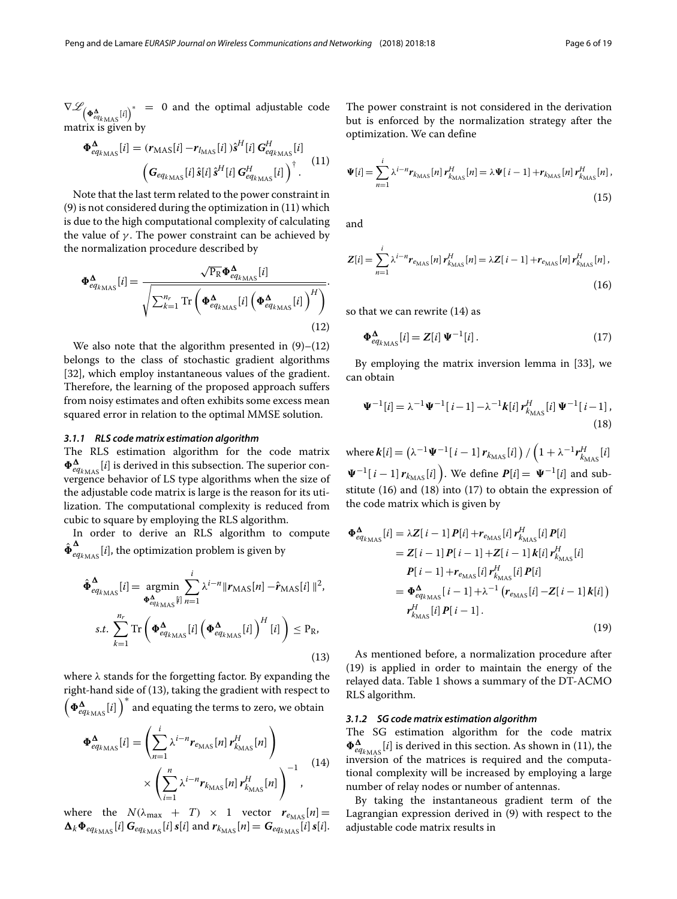$\nabla \mathscr{L}_{\left(\boldsymbol{\Phi}^{\boldsymbol{\Delta}}_{eq_{k\text{MAS}}}[i]\right)^*} = 0$ and the optimal adjustable code matrix is given by

$$\boldsymbol{\Phi}^{\boldsymbol{\Delta}}_{eq_{k\text{MAS}}}[i] = (\boldsymbol{r}_{\text{MAS}}[i] - \boldsymbol{r}_{l_{\text{MAS}}}[i])\hat{\boldsymbol{s}}^H[i]\,\boldsymbol{G}^H_{eq_{k\text{MAS}}}[i] \left(\boldsymbol{G}_{eq_{k\text{MAS}}}[i]\,\hat{\boldsymbol{s}}[i]\,\hat{\boldsymbol{s}}^H[i]\,\boldsymbol{G}^H_{eq_{k\text{MAS}}}[i]\right)^{\dagger}. \tag{11}$$

Note that the last term related to the power constraint in (9) is not considered during the optimization in (11) which is due to the high computational complexity of calculating the value of $\gamma$. The power constraint can be achieved by the normalization procedure described by

$$\boldsymbol{\Phi}^{\boldsymbol{\Delta}}_{eq_{k\text{MAS}}}[i] = \frac{\sqrt{\text{P}_{\text{R}}}\,\boldsymbol{\Phi}^{\boldsymbol{\Delta}}_{eq_{k\text{MAS}}}[i]}{\sqrt{\sum_{k=1}^{n_r}\text{Tr}\left(\boldsymbol{\Phi}^{\boldsymbol{\Delta}}_{eq_{k\text{MAS}}}[i]\left(\boldsymbol{\Phi}^{\boldsymbol{\Delta}}_{eq_{k\text{MAS}}}[i]\right)^H\right)}}. \tag{12}$$

We also note that the algorithm presented in (9)–(12) belongs to the class of stochastic gradient algorithms [32], which employ instantaneous values of the gradient. Therefore, the learning of the proposed approach suffers from noisy estimates and often exhibits some excess mean squared error in relation to the optimal MMSE solution.

#### 3.1.1 RLS code matrix estimation algorithm

The RLS estimation algorithm for the code matrix $\boldsymbol{\Phi}^{\boldsymbol{\Delta}}_{eq_{k\text{MAS}}}[i]$ is derived in this subsection. The superior convergence behavior of LS type algorithms when the size of the adjustable code matrix is large is the reason for its utilization. The computational complexity is reduced from cubic to square by employing the RLS algorithm.

In order to derive an RLS algorithm to compute $\hat{\boldsymbol{\Phi}}^{\boldsymbol{\Delta}}_{eq_{k\text{MAS}}}[i]$, the optimization problem is given by

$$\begin{aligned}
\hat{\boldsymbol{\Phi}}^{\boldsymbol{\Delta}}_{eq_{k\text{MAS}}}[i] &= \underset{\boldsymbol{\Phi}^{\boldsymbol{\Delta}}_{eq_{k\text{MAS}}}[i]}{\text{argmin}} \sum_{n=1}^{i} \lambda^{i-n} \|\boldsymbol{r}_{\text{MAS}}[n] - \hat{\boldsymbol{r}}_{\text{MAS}}[i]\,\|^2, \\
s.t.\ & \sum_{k=1}^{n_r}\text{Tr}\left(\boldsymbol{\Phi}^{\boldsymbol{\Delta}}_{eq_{k\text{MAS}}}[i]\left(\boldsymbol{\Phi}^{\boldsymbol{\Delta}}_{eq_{k\text{MAS}}}[i]\right)^H[i]\right) \leq \text{P}_{\text{R}},
\end{aligned} \tag{13}$$

where $\lambda$ stands for the forgetting factor. By expanding the right-hand side of (13), taking the gradient with respect to $\left(\boldsymbol{\Phi}^{\boldsymbol{\Delta}}_{eq_{k\text{MAS}}}[i]\right)^*$ and equating the terms to zero, we obtain

$$\boldsymbol{\Phi}^{\boldsymbol{\Delta}}_{eq_{k\text{MAS}}}[i] = \left(\sum_{n=1}^{i}\lambda^{i-n}\boldsymbol{r}_{e_{\text{MAS}}}[n]\,\boldsymbol{r}^H_{k_{\text{MAS}}}[n]\right) \times \left(\sum_{i=1}^{n}\lambda^{i-n}\boldsymbol{r}_{k_{\text{MAS}}}[n]\,\boldsymbol{r}^H_{k_{\text{MAS}}}[n]\right)^{-1}, \tag{14}$$

where the $N(\lambda_{\max} + T) \times 1$ vector $\boldsymbol{r}_{e_{\text{MAS}}}[n] = \boldsymbol{\Delta}_k\,\boldsymbol{\Phi}_{eq_{k\text{MAS}}}[i]\,\boldsymbol{G}_{eq_{k\text{MAS}}}[i]\,\boldsymbol{s}[i]$ and $\boldsymbol{r}_{k_{\text{MAS}}}[n] = \boldsymbol{G}_{eq_{k\text{MAS}}}[i]\,\boldsymbol{s}[i]$. The power constraint is not considered in the derivation but is enforced by the normalization strategy after the optimization. We can define

$$\boldsymbol{\Psi}[i] = \sum_{n=1}^{i}\lambda^{i-n}\boldsymbol{r}_{k_{\text{MAS}}}[n]\,\boldsymbol{r}^H_{k_{\text{MAS}}}[n] = \lambda\boldsymbol{\Psi}[\,i-1] + \boldsymbol{r}_{k_{\text{MAS}}}[n]\,\boldsymbol{r}^H_{k_{\text{MAS}}}[n]\,, \tag{15}$$

and

$$\boldsymbol{Z}[i] = \sum_{n=1}^{i}\lambda^{i-n}\boldsymbol{r}_{e_{\text{MAS}}}[n]\,\boldsymbol{r}^H_{k_{\text{MAS}}}[n] = \lambda\boldsymbol{Z}[\,i-1] + \boldsymbol{r}_{e_{\text{MAS}}}[n]\,\boldsymbol{r}^H_{k_{\text{MAS}}}[n]\,, \tag{16}$$

so that we can rewrite (14) as

$$\boldsymbol{\Phi}^{\boldsymbol{\Delta}}_{eq_{k\text{MAS}}}[i] = \boldsymbol{Z}[i]\,\boldsymbol{\Psi}^{-1}[i]\,. \tag{17}$$

By employing the matrix inversion lemma in [33], we can obtain

$$\boldsymbol{\Psi}^{-1}[i] = \lambda^{-1}\boldsymbol{\Psi}^{-1}[\,i-1] - \lambda^{-1}\boldsymbol{k}[i]\,\boldsymbol{r}^H_{k_{\text{MAS}}}[i]\,\boldsymbol{\Psi}^{-1}[\,i-1]\,, \tag{18}$$

where $\boldsymbol{k}[i] = \left(\lambda^{-1}\boldsymbol{\Psi}^{-1}[\,i-1]\,\boldsymbol{r}_{k_{\text{MAS}}}[i]\right) / \left(1 + \lambda^{-1}\boldsymbol{r}^H_{k_{\text{MAS}}}[i]\,\boldsymbol{\Psi}^{-1}[\,i-1]\,\boldsymbol{r}_{k_{\text{MAS}}}[i]\right)$. We define $\boldsymbol{P}[i] = \boldsymbol{\Psi}^{-1}[i]$ and substitute (16) and (18) into (17) to obtain the expression of the code matrix which is given by

$$\begin{aligned}
\boldsymbol{\Phi}^{\boldsymbol{\Delta}}_{eq_{k\text{MAS}}}[i] &= \lambda\boldsymbol{Z}[\,i-1]\,\boldsymbol{P}[i] + \boldsymbol{r}_{e_{\text{MAS}}}[i]\,\boldsymbol{r}^H_{k_{\text{MAS}}}[i]\,\boldsymbol{P}[i] \\
&= \boldsymbol{Z}[\,i-1]\,\boldsymbol{P}[\,i-1] + \boldsymbol{Z}[\,i-1]\,\boldsymbol{k}[i]\,\boldsymbol{r}^H_{k_{\text{MAS}}}[i] \\
&\quad\ \boldsymbol{P}[\,i-1] + \boldsymbol{r}_{e_{\text{MAS}}}[i]\,\boldsymbol{r}^H_{k_{\text{MAS}}}[i]\,\boldsymbol{P}[i] \\
&= \boldsymbol{\Phi}^{\boldsymbol{\Delta}}_{eq_{k\text{MAS}}}[\,i-1] + \lambda^{-1}\left(\boldsymbol{r}_{e_{\text{MAS}}}[i] - \boldsymbol{Z}[\,i-1]\,\boldsymbol{k}[i]\right) \\
&\quad\ \boldsymbol{r}^H_{k_{\text{MAS}}}[i]\,\boldsymbol{P}[\,i-1]\,.
\end{aligned} \tag{19}$$

As mentioned before, a normalization procedure after (19) is applied in order to maintain the energy of the relayed data. Table 1 shows a summary of the DT-ACMO RLS algorithm.

#### 3.1.2 SG code matrix estimation algorithm

The SG estimation algorithm for the code matrix $\boldsymbol{\Phi}^{\boldsymbol{\Delta}}_{eq_{k\text{MAS}}}[i]$ is derived in this section. As shown in (11), the inversion of the matrices is required and the computational complexity will be increased by employing a large number of relay nodes or number of antennas.

By taking the instantaneous gradient term of the Lagrangian expression derived in (9) with respect to the adjustable code matrix results in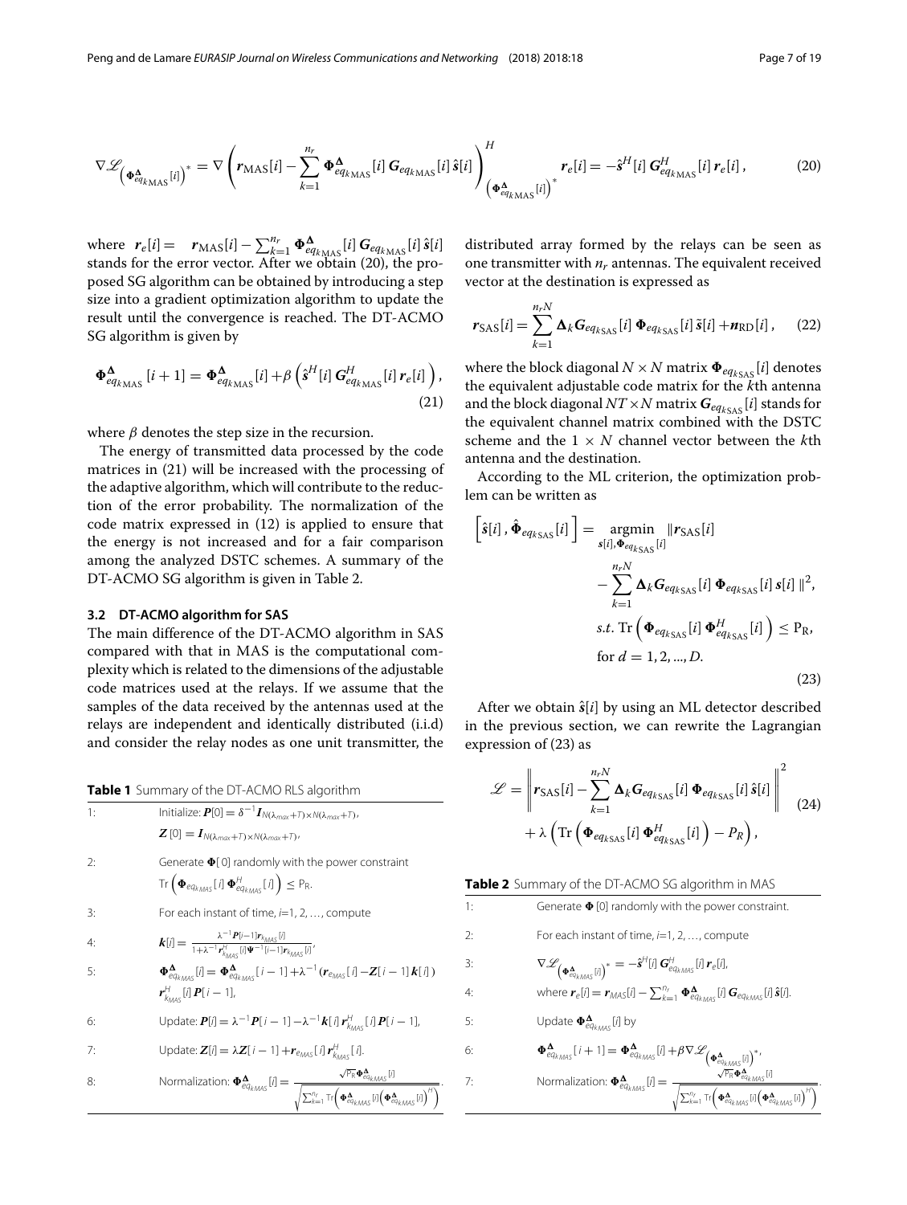$$\nabla \mathscr{L}_{\left(\boldsymbol{\Phi}^{\boldsymbol{\Delta}}_{eq_{k\mathrm{MAS}}}[i]\right)^*} = \nabla \left( \boldsymbol{r}_{\mathrm{MAS}}[i] - \sum_{k=1}^{n_r} \boldsymbol{\Phi}^{\boldsymbol{\Delta}}_{eq_{k\mathrm{MAS}}}[i]\, \boldsymbol{G}_{eq_{k\mathrm{MAS}}}[i]\, \hat{\boldsymbol{s}}[i] \right)^H_{\left(\boldsymbol{\Phi}^{\boldsymbol{\Delta}}_{eq_{k\mathrm{MAS}}}[i]\right)^*} \boldsymbol{r}_e[i] = -\hat{\boldsymbol{s}}^H[i]\, \boldsymbol{G}^H_{eq_{k\mathrm{MAS}}}[i]\, \boldsymbol{r}_e[i]\,, \tag{20}$$

where $\boldsymbol{r}_e[i] = \boldsymbol{r}_{\mathrm{MAS}}[i] - \sum_{k=1}^{n_r} \boldsymbol{\Phi}^{\boldsymbol{\Delta}}_{eq_{k\mathrm{MAS}}}[i]\, \boldsymbol{G}_{eq_{k\mathrm{MAS}}}[i]\, \hat{\boldsymbol{s}}[i]$ stands for the error vector. After we obtain (20), the proposed SG algorithm can be obtained by introducing a step size into a gradient optimization algorithm to update the result until the convergence is reached. The DT-ACMO SG algorithm is given by

$$\boldsymbol{\Phi}^{\boldsymbol{\Delta}}_{eq_{k\mathrm{MAS}}}[i+1] = \boldsymbol{\Phi}^{\boldsymbol{\Delta}}_{eq_{k\mathrm{MAS}}}[i] + \beta \left( \hat{\boldsymbol{s}}^H[i]\, \boldsymbol{G}^H_{eq_{k\mathrm{MAS}}}[i]\, \boldsymbol{r}_e[i] \right), \tag{21}$$

where $\beta$ denotes the step size in the recursion.

The energy of transmitted data processed by the code matrices in (21) will be increased with the processing of the adaptive algorithm, which will contribute to the reduction of the error probability. The normalization of the code matrix expressed in (12) is applied to ensure that the energy is not increased and for a fair comparison among the analyzed DSTC schemes. A summary of the DT-ACMO SG algorithm is given in Table 2.

### 3.2 DT-ACMO algorithm for SAS

The main difference of the DT-ACMO algorithm in SAS compared with that in MAS is the computational complexity which is related to the dimensions of the adjustable code matrices used at the relays. If we assume that the samples of the data received by the antennas used at the relays are independent and identically distributed (i.i.d) and consider the relay nodes as one unit transmitter, the distributed array formed by the relays can be seen as one transmitter with $n_r$ antennas. The equivalent received vector at the destination is expressed as

$$\boldsymbol{r}_{\mathrm{SAS}}[i] = \sum_{k=1}^{n_r N} \boldsymbol{\Delta}_k \boldsymbol{G}_{eq_{k\mathrm{SAS}}}[i]\, \boldsymbol{\Phi}_{eq_{k\mathrm{SAS}}}[i]\, \tilde{\boldsymbol{s}}[i] + \boldsymbol{n}_{\mathrm{RD}}[i]\,, \tag{22}$$

where the block diagonal $N \times N$ matrix $\boldsymbol{\Phi}_{eq_{k\mathrm{SAS}}}[i]$ denotes the equivalent adjustable code matrix for the $k$th antenna and the block diagonal $NT \times N$ matrix $\boldsymbol{G}_{eq_{k\mathrm{SAS}}}[i]$ stands for the equivalent channel matrix combined with the DSTC scheme and the $1 \times N$ channel vector between the $k$th antenna and the destination.

According to the ML criterion, the optimization problem can be written as

$$\begin{aligned}
\left[\hat{\boldsymbol{s}}[i]\,, \hat{\boldsymbol{\Phi}}_{eq_{k\mathrm{SAS}}}[i]\right] = \underset{\boldsymbol{s}[i], \boldsymbol{\Phi}_{eq_{k\mathrm{SAS}}}[i]}{\operatorname{argmin}} \| &\boldsymbol{r}_{\mathrm{SAS}}[i] \\
&- \sum_{k=1}^{n_r N} \boldsymbol{\Delta}_k \boldsymbol{G}_{eq_{k\mathrm{SAS}}}[i]\, \boldsymbol{\Phi}_{eq_{k\mathrm{SAS}}}[i]\, \boldsymbol{s}[i] \,\|^2, \\
&s.t.\ \mathrm{Tr}\left( \boldsymbol{\Phi}_{eq_{k\mathrm{SAS}}}[i]\, \boldsymbol{\Phi}^H_{eq_{k\mathrm{SAS}}}[i] \right) \le \mathrm{P_R}, \\
&\text{for } d = 1, 2, ..., D.
\end{aligned} \tag{23}$$

After we obtain $\hat{\boldsymbol{s}}[i]$ by using an ML detector described in the previous section, we can rewrite the Lagrangian expression of (23) as

$$\begin{aligned}
\mathscr{L} = &\left\| \boldsymbol{r}_{\mathrm{SAS}}[i] - \sum_{k=1}^{n_r N} \boldsymbol{\Delta}_k \boldsymbol{G}_{eq_{k\mathrm{SAS}}}[i]\, \boldsymbol{\Phi}_{eq_{k\mathrm{SAS}}}[i]\, \hat{\boldsymbol{s}}[i] \right\|^2 \\
&+ \lambda \left( \mathrm{Tr}\left( \boldsymbol{\Phi}_{eq_{k\mathrm{SAS}}}[i]\, \boldsymbol{\Phi}^H_{eq_{k\mathrm{SAS}}}[i] \right) - P_R \right),
\end{aligned} \tag{24}$$

**Table 1** Summary of the DT-ACMO RLS algorithm

| | |
|---|---|
| 1: | Initialize: $\boldsymbol{P}[0] = \delta^{-1} \boldsymbol{I}_{N(\lambda_{max}+T) \times N(\lambda_{max}+T)}$, $\boldsymbol{Z}[0] = \boldsymbol{I}_{N(\lambda_{max}+T) \times N(\lambda_{max}+T)}$, |
| 2: | Generate $\boldsymbol{\Phi}[0]$ randomly with the power constraint $\mathrm{Tr}\left( \boldsymbol{\Phi}_{eq_{kMAS}}[i]\, \boldsymbol{\Phi}^H_{eq_{kMAS}}[i] \right) \le \mathrm{P_R}$. |
| 3: | For each instant of time, $i$=1, 2, ..., compute |
| 4: | $\boldsymbol{k}[i] = \frac{\lambda^{-1} \boldsymbol{P}[i-1] \boldsymbol{r}_{k_{MAS}}[i]}{1 + \lambda^{-1} \boldsymbol{r}^H_{k_{MAS}}[i] \boldsymbol{\Psi}^{-1}[i-1] \boldsymbol{r}_{k_{MAS}}[i]}$, |
| 5: | $\boldsymbol{\Phi}^{\boldsymbol{\Delta}}_{eq_{kMAS}}[i] = \boldsymbol{\Phi}^{\boldsymbol{\Delta}}_{eq_{kMAS}}[i-1] + \lambda^{-1} (\boldsymbol{r}_{e_{MAS}}[i] - \boldsymbol{Z}[i-1]\, \boldsymbol{k}[i])\, \boldsymbol{r}^H_{k_{MAS}}[i]\, \boldsymbol{P}[i-1]$, |
| 6: | Update: $\boldsymbol{P}[i] = \lambda^{-1} \boldsymbol{P}[i-1] - \lambda^{-1} \boldsymbol{k}[i]\, \boldsymbol{r}^H_{k_{MAS}}[i]\, \boldsymbol{P}[i-1]$, |
| 7: | Update: $\boldsymbol{Z}[i] = \lambda \boldsymbol{Z}[i-1] + \boldsymbol{r}_{e_{MAS}}[i]\, \boldsymbol{r}^H_{k_{MAS}}[i]$. |
| 8: | Normalization: $\boldsymbol{\Phi}^{\boldsymbol{\Delta}}_{eq_{kMAS}}[i] = \frac{\sqrt{\mathrm{P_R}}\, \boldsymbol{\Phi}^{\boldsymbol{\Delta}}_{eq_{kMAS}}[i]}{\sqrt{\sum_{k=1}^{n_r} \mathrm{Tr}\left( \boldsymbol{\Phi}^{\boldsymbol{\Delta}}_{eq_{kMAS}}[i] \left( \boldsymbol{\Phi}^{\boldsymbol{\Delta}}_{eq_{kMAS}}[i] \right)^H \right)}}$. |

**Table 2** Summary of the DT-ACMO SG algorithm in MAS

| | |
|---|---|
| 1: | Generate $\boldsymbol{\Phi}[0]$ randomly with the power constraint. |
| 2: | For each instant of time, $i$=1, 2, ..., compute |
| 3: | $\nabla \mathscr{L}_{\left(\boldsymbol{\Phi}^{\boldsymbol{\Delta}}_{eq_{kMAS}}[i]\right)^*} = -\hat{\boldsymbol{s}}^H[i]\, \boldsymbol{G}^H_{eq_{kMAS}}[i]\, \boldsymbol{r}_e[i]$, |
| 4: | where $\boldsymbol{r}_e[i] = \boldsymbol{r}_{MAS}[i] - \sum_{k=1}^{n_r} \boldsymbol{\Phi}^{\boldsymbol{\Delta}}_{eq_{kMAS}}[i]\, \boldsymbol{G}_{eq_{kMAS}}[i]\, \hat{\boldsymbol{s}}[i]$. |
| 5: | Update $\boldsymbol{\Phi}^{\boldsymbol{\Delta}}_{eq_{kMAS}}[i]$ by |
| 6: | $\boldsymbol{\Phi}^{\boldsymbol{\Delta}}_{eq_{kMAS}}[i+1] = \boldsymbol{\Phi}^{\boldsymbol{\Delta}}_{eq_{kMAS}}[i] + \beta \nabla \mathscr{L}_{\left(\boldsymbol{\Phi}^{\boldsymbol{\Delta}}_{eq_{kMAS}}[i]\right)^*}$, |
| 7: | Normalization: $\boldsymbol{\Phi}^{\boldsymbol{\Delta}}_{eq_{kMAS}}[i] = \frac{\sqrt{\mathrm{P_R}}\, \boldsymbol{\Phi}^{\boldsymbol{\Delta}}_{eq_{kMAS}}[i]}{\sqrt{\sum_{k=1}^{n_r} \mathrm{Tr}\left( \boldsymbol{\Phi}^{\boldsymbol{\Delta}}_{eq_{kMAS}}[i] \left( \boldsymbol{\Phi}^{\boldsymbol{\Delta}}_{eq_{kMAS}}[i] \right)^H \right)}}$. |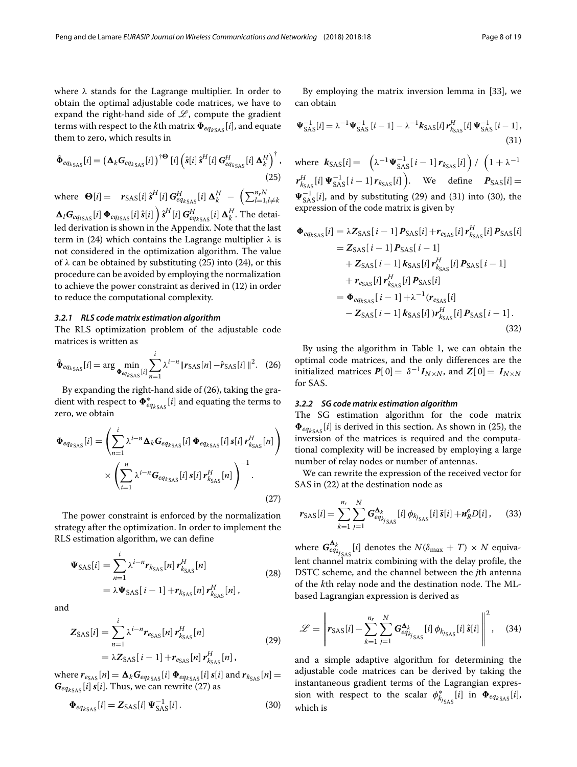where $\lambda$ stands for the Lagrange multiplier. In order to obtain the optimal adjustable code matrices, we have to expand the right-hand side of $\mathscr{L}$, compute the gradient terms with respect to the $k$th matrix $\boldsymbol{\Phi}_{eq_{k\mathrm{SAS}}}[i]$, and equate them to zero, which results in

$$\hat{\boldsymbol{\Phi}}_{eq_{k\mathrm{SAS}}}[i] = \left(\boldsymbol{\Delta}_k \boldsymbol{G}_{eq_{k\mathrm{SAS}}}[i]\right)^{\dagger \boldsymbol{\Theta}}[i] \left(\hat{\boldsymbol{s}}[i]\,\hat{\boldsymbol{s}}^H[i]\,\boldsymbol{G}^H_{eq_{k\mathrm{SAS}}}[i]\,\boldsymbol{\Delta}_k^H\right)^{\dagger}, \quad (25)$$

where $\boldsymbol{\Theta}[i] = \boldsymbol{r}_{\mathrm{SAS}}[i]\,\hat{\boldsymbol{s}}^H[i]\,\boldsymbol{G}^H_{eq_{k\mathrm{SAS}}}[i]\,\boldsymbol{\Delta}_k^H - \left(\sum_{l=1, l\neq k}^{n_r N} \boldsymbol{\Delta}_l \boldsymbol{G}_{eq_{l\mathrm{SAS}}}[i]\,\boldsymbol{\Phi}_{eq_{l\mathrm{SAS}}}[i]\,\hat{\boldsymbol{s}}[i]\right)\hat{\boldsymbol{s}}^H[i]\,\boldsymbol{G}^H_{eq_{k\mathrm{SAS}}}[i]\,\boldsymbol{\Delta}_k^H$. The detailed derivation is shown in the Appendix. Note that the last term in (24) which contains the Lagrange multiplier $\lambda$ is not considered in the optimization algorithm. The value of $\lambda$ can be obtained by substituting (25) into (24), or this procedure can be avoided by employing the normalization to achieve the power constraint as derived in (12) in order to reduce the computational complexity.

#### 3.2.1 RLS code matrix estimation algorithm

The RLS optimization problem of the adjustable code matrices is written as

$$\hat{\boldsymbol{\Phi}}_{eq_{k\mathrm{SAS}}}[i] = \arg\min_{\boldsymbol{\Phi}_{eq_{k\mathrm{SAS}}}[i]} \sum_{n=1}^{i} \lambda^{i-n} \|\boldsymbol{r}_{\mathrm{SAS}}[n] - \hat{\boldsymbol{r}}_{\mathrm{SAS}}[i]\|^2. \quad (26)$$

By expanding the right-hand side of (26), taking the gradient with respect to $\boldsymbol{\Phi}^*_{eq_{k\mathrm{SAS}}}[i]$ and equating the terms to zero, we obtain

$$\boldsymbol{\Phi}_{eq_{k\mathrm{SAS}}}[i] = \left(\sum_{n=1}^{i} \lambda^{i-n} \boldsymbol{\Delta}_k \boldsymbol{G}_{eq_{k\mathrm{SAS}}}[i]\,\boldsymbol{\Phi}_{eq_{k\mathrm{SAS}}}[i]\,\boldsymbol{s}[i]\,\boldsymbol{r}^H_{k_{\mathrm{SAS}}}[n]\right) \times \left(\sum_{i=1}^{n} \lambda^{i-n} \boldsymbol{G}_{eq_{k\mathrm{SAS}}}[i]\,\boldsymbol{s}[i]\,\boldsymbol{r}^H_{k_{\mathrm{SAS}}}[n]\right)^{-1}. \quad (27)$$

The power constraint is enforced by the normalization strategy after the optimization. In order to implement the RLS estimation algorithm, we can define

$$\begin{aligned}\boldsymbol{\Psi}_{\mathrm{SAS}}[i] &= \sum_{n=1}^{i} \lambda^{i-n} \boldsymbol{r}_{k_{\mathrm{SAS}}}[n]\,\boldsymbol{r}^H_{k_{\mathrm{SAS}}}[n] \\ &= \lambda \boldsymbol{\Psi}_{\mathrm{SAS}}[i-1] + \boldsymbol{r}_{k_{\mathrm{SAS}}}[n]\,\boldsymbol{r}^H_{k_{\mathrm{SAS}}}[n],\end{aligned} \quad (28)$$

and

$$\begin{aligned}\boldsymbol{Z}_{\mathrm{SAS}}[i] &= \sum_{n=1}^{i} \lambda^{i-n} \boldsymbol{r}_{e_{\mathrm{SAS}}}[n]\,\boldsymbol{r}^H_{k_{\mathrm{SAS}}}[n] \\ &= \lambda \boldsymbol{Z}_{\mathrm{SAS}}[i-1] + \boldsymbol{r}_{e_{\mathrm{SAS}}}[n]\,\boldsymbol{r}^H_{k_{\mathrm{SAS}}}[n],\end{aligned} \quad (29)$$

where $\boldsymbol{r}_{e_{\mathrm{SAS}}}[n] = \boldsymbol{\Delta}_k \boldsymbol{G}_{eq_{k\mathrm{SAS}}}[i]\,\boldsymbol{\Phi}_{eq_{k\mathrm{SAS}}}[i]\,\boldsymbol{s}[i]$ and $\boldsymbol{r}_{k_{\mathrm{SAS}}}[n] = \boldsymbol{G}_{eq_{k\mathrm{SAS}}}[i]\,\boldsymbol{s}[i]$. Thus, we can rewrite (27) as

$$\boldsymbol{\Phi}_{eq_{k\mathrm{SAS}}}[i] = \boldsymbol{Z}_{\mathrm{SAS}}[i]\,\boldsymbol{\Psi}^{-1}_{\mathrm{SAS}}[i]. \quad (30)$$

By employing the matrix inversion lemma in [33], we can obtain

$$\boldsymbol{\Psi}^{-1}_{\mathrm{SAS}}[i] = \lambda^{-1}\boldsymbol{\Psi}^{-1}_{\mathrm{SAS}}[i-1] - \lambda^{-1}\boldsymbol{k}_{\mathrm{SAS}}[i]\,\boldsymbol{r}^H_{k_{\mathrm{SAS}}}[i]\,\boldsymbol{\Psi}^{-1}_{\mathrm{SAS}}[i-1], \quad (31)$$

where $\boldsymbol{k}_{\mathrm{SAS}}[i] = \left(\lambda^{-1}\boldsymbol{\Psi}^{-1}_{\mathrm{SAS}}[i-1]\,\boldsymbol{r}_{k_{\mathrm{SAS}}}[i]\right) / \left(1 + \lambda^{-1}\boldsymbol{r}^H_{k_{\mathrm{SAS}}}[i]\,\boldsymbol{\Psi}^{-1}_{\mathrm{SAS}}[i-1]\,\boldsymbol{r}_{k_{\mathrm{SAS}}}[i]\right)$. We define $\boldsymbol{P}_{\mathrm{SAS}}[i] = \boldsymbol{\Psi}^{-1}_{\mathrm{SAS}}[i]$, and by substituting (29) and (31) into (30), the expression of the code matrix is given by

$$\begin{aligned}\boldsymbol{\Phi}_{eq_{k\mathrm{SAS}}}[i] &= \lambda \boldsymbol{Z}_{\mathrm{SAS}}[i-1]\,\boldsymbol{P}_{\mathrm{SAS}}[i] + \boldsymbol{r}_{e_{\mathrm{SAS}}}[i]\,\boldsymbol{r}^H_{k_{\mathrm{SAS}}}[i]\,\boldsymbol{P}_{\mathrm{SAS}}[i] \\ &= \boldsymbol{Z}_{\mathrm{SAS}}[i-1]\,\boldsymbol{P}_{\mathrm{SAS}}[i-1] \\ &\quad + \boldsymbol{Z}_{\mathrm{SAS}}[i-1]\,\boldsymbol{k}_{\mathrm{SAS}}[i]\,\boldsymbol{r}^H_{k_{\mathrm{SAS}}}[i]\,\boldsymbol{P}_{\mathrm{SAS}}[i-1] \\ &\quad + \boldsymbol{r}_{e_{\mathrm{SAS}}}[i]\,\boldsymbol{r}^H_{k_{\mathrm{SAS}}}[i]\,\boldsymbol{P}_{\mathrm{SAS}}[i] \\ &= \boldsymbol{\Phi}_{eq_{k\mathrm{SAS}}}[i-1] + \lambda^{-1}(\boldsymbol{r}_{e_{\mathrm{SAS}}}[i] \\ &\quad - \boldsymbol{Z}_{\mathrm{SAS}}[i-1]\,\boldsymbol{k}_{\mathrm{SAS}}[i])\boldsymbol{r}^H_{k_{\mathrm{SAS}}}[i]\,\boldsymbol{P}_{\mathrm{SAS}}[i-1].\end{aligned} \quad (32)$$

By using the algorithm in Table 1, we can obtain the optimal code matrices, and the only differences are the initialized matrices $\boldsymbol{P}[0] = \delta^{-1}\boldsymbol{I}_{N\times N}$, and $\boldsymbol{Z}[0] = \boldsymbol{I}_{N\times N}$ for SAS.

#### 3.2.2 SG code matrix estimation algorithm

The SG estimation algorithm for the code matrix $\boldsymbol{\Phi}_{eq_{k\mathrm{SAS}}}[i]$ is derived in this section. As shown in (25), the inversion of the matrices is required and the computational complexity will be increased by employing a large number of relay nodes or number of antennas.

We can rewrite the expression of the received vector for SAS in (22) at the destination node as

$$\boldsymbol{r}_{\mathrm{SAS}}[i] = \sum_{k=1}^{n_r}\sum_{j=1}^{N} \boldsymbol{G}^{\boldsymbol{\Delta}_k}_{eq_{k_{j\mathrm{SAS}}}}[i]\,\phi_{k_{j\mathrm{SAS}}}[i]\,\tilde{\boldsymbol{s}}[i] + \boldsymbol{n}^e_R D[i], \quad (33)$$

where $\boldsymbol{G}^{\boldsymbol{\Delta}_k}_{eq_{k_{j\mathrm{SAS}}}}[i]$ denotes the $N(\delta_{\max} + T) \times N$ equivalent channel matrix combining with the delay profile, the DSTC scheme, and the channel between the $j$th antenna of the $k$th relay node and the destination node. The ML-based Lagrangian expression is derived as

$$\mathscr{L} = \left\| \boldsymbol{r}_{\mathrm{SAS}}[i] - \sum_{k=1}^{n_r}\sum_{j=1}^{N} \boldsymbol{G}^{\boldsymbol{\Delta}_k}_{eq_{k_{j\mathrm{SAS}}}}[i]\,\phi_{k_{j\mathrm{SAS}}}[i]\,\hat{\boldsymbol{s}}[i] \right\|^2, \quad (34)$$

and a simple adaptive algorithm for determining the adjustable code matrices can be derived by taking the instantaneous gradient terms of the Lagrangian expression with respect to the scalar $\phi^*_{k_{j\mathrm{SAS}}}[i]$ in $\boldsymbol{\Phi}_{eq_{k\mathrm{SAS}}}[i]$, which is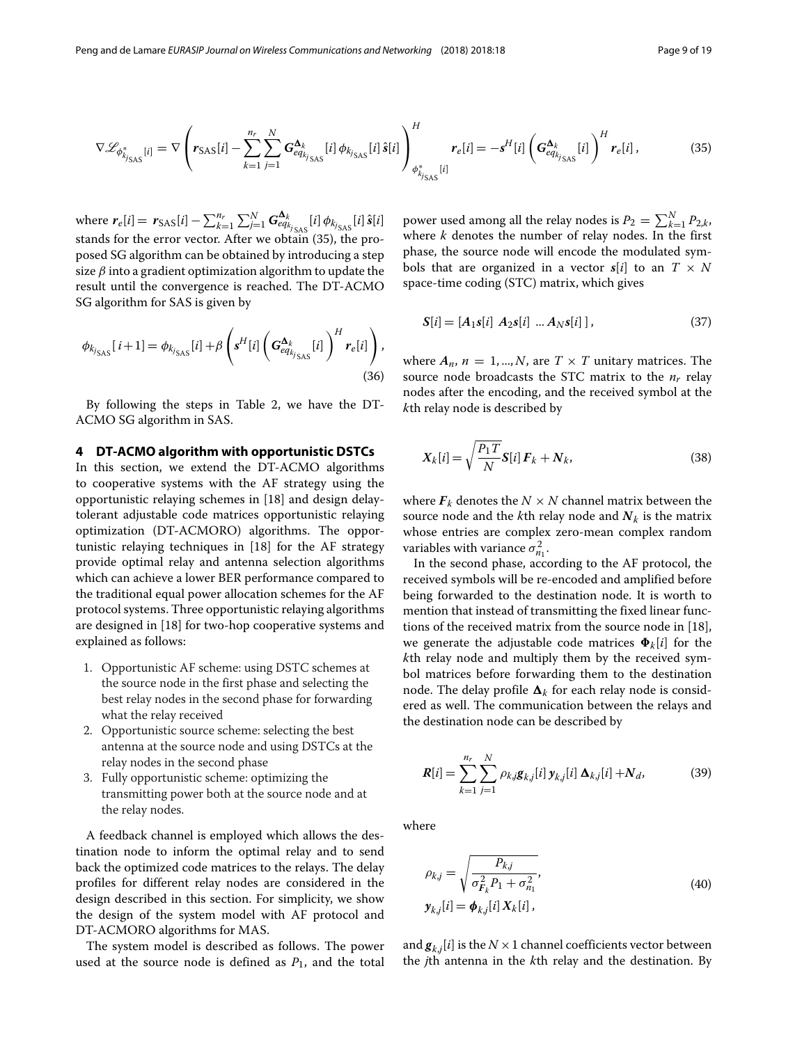$$\nabla \mathscr{L}_{\phi^*_{k_{j_{\text{SAS}}}}[i]} = \nabla \left( \boldsymbol{r}_{\text{SAS}}[i] - \sum_{k=1}^{n_r} \sum_{j=1}^{N} \boldsymbol{G}^{\boldsymbol{\Delta}_k}_{eq_{k_{j_{\text{SAS}}}}}[i]\, \phi_{k_{j_{\text{SAS}}}}[i]\, \hat{\boldsymbol{s}}[i] \right)^H_{\phi^*_{k_{j_{\text{SAS}}}}[i]} \boldsymbol{r}_e[i] = -\boldsymbol{s}^H[i] \left( \boldsymbol{G}^{\boldsymbol{\Delta}_k}_{eq_{k_{j_{\text{SAS}}}}}[i] \right)^H \boldsymbol{r}_e[i]\,, \tag{35}$$

where $\boldsymbol{r}_e[i] = \boldsymbol{r}_{\text{SAS}}[i] - \sum_{k=1}^{n_r} \sum_{j=1}^{N} \boldsymbol{G}^{\boldsymbol{\Delta}_k}_{eq_{k_{j_{\text{SAS}}}}}[i]\, \phi_{k_{j_{\text{SAS}}}}[i]\, \hat{\boldsymbol{s}}[i]$ stands for the error vector. After we obtain (35), the proposed SG algorithm can be obtained by introducing a step size $\beta$ into a gradient optimization algorithm to update the result until the convergence is reached. The DT-ACMO SG algorithm for SAS is given by

$$\phi_{k_{j_{\text{SAS}}}}[i+1] = \phi_{k_{j_{\text{SAS}}}}[i] + \beta \left( \boldsymbol{s}^H[i] \left( \boldsymbol{G}^{\boldsymbol{\Delta}_k}_{eq_{k_{j_{\text{SAS}}}}}[i] \right)^H \boldsymbol{r}_e[i] \right), \tag{36}$$

By following the steps in Table 2, we have the DT-ACMO SG algorithm in SAS.

## 4 DT-ACMO algorithm with opportunistic DSTCs

In this section, we extend the DT-ACMO algorithms to cooperative systems with the AF strategy using the opportunistic relaying schemes in [18] and design delay-tolerant adjustable code matrices opportunistic relaying optimization (DT-ACMORO) algorithms. The opportunistic relaying techniques in [18] for the AF strategy provide optimal relay and antenna selection algorithms which can achieve a lower BER performance compared to the traditional equal power allocation schemes for the AF protocol systems. Three opportunistic relaying algorithms are designed in [18] for two-hop cooperative systems and explained as follows:

1. Opportunistic AF scheme: using DSTC schemes at the source node in the first phase and selecting the best relay nodes in the second phase for forwarding what the relay received
2. Opportunistic source scheme: selecting the best antenna at the source node and using DSTCs at the relay nodes in the second phase
3. Fully opportunistic scheme: optimizing the transmitting power both at the source node and at the relay nodes.

A feedback channel is employed which allows the destination node to inform the optimal relay and to send back the optimized code matrices to the relays. The delay profiles for different relay nodes are considered in the design described in this section. For simplicity, we show the design of the system model with AF protocol and DT-ACMORO algorithms for MAS.

The system model is described as follows. The power used at the source node is defined as $P_1$, and the total power used among all the relay nodes is $P_2 = \sum_{k=1}^{N} P_{2,k}$, where $k$ denotes the number of relay nodes. In the first phase, the source node will encode the modulated symbols that are organized in a vector $\boldsymbol{s}[i]$ to an $T \times N$ space-time coding (STC) matrix, which gives

$$\boldsymbol{S}[i] = [\boldsymbol{A}_1\boldsymbol{s}[i]\ \boldsymbol{A}_2\boldsymbol{s}[i]\ \ldots \boldsymbol{A}_N\boldsymbol{s}[i]\,]\,, \tag{37}$$

where $\boldsymbol{A}_n$, $n = 1, ..., N$, are $T \times T$ unitary matrices. The source node broadcasts the STC matrix to the $n_r$ relay nodes after the encoding, and the received symbol at the $k$th relay node is described by

$$\boldsymbol{X}_k[i] = \sqrt{\frac{P_1 T}{N}} \boldsymbol{S}[i]\, \boldsymbol{F}_k + \boldsymbol{N}_k, \tag{38}$$

where $\boldsymbol{F}_k$ denotes the $N \times N$ channel matrix between the source node and the $k$th relay node and $\boldsymbol{N}_k$ is the matrix whose entries are complex zero-mean complex random variables with variance $\sigma^2_{n_1}$.

In the second phase, according to the AF protocol, the received symbols will be re-encoded and amplified before being forwarded to the destination node. It is worth to mention that instead of transmitting the fixed linear functions of the received matrix from the source node in [18], we generate the adjustable code matrices $\boldsymbol{\Phi}_k[i]$ for the $k$th relay node and multiply them by the received symbol matrices before forwarding them to the destination node. The delay profile $\boldsymbol{\Delta}_k$ for each relay node is considered as well. The communication between the relays and the destination node can be described by

$$\boldsymbol{R}[i] = \sum_{k=1}^{n_r} \sum_{j=1}^{N} \rho_{k,j} \boldsymbol{g}_{k,j}[i]\, \boldsymbol{y}_{k,j}[i]\, \boldsymbol{\Delta}_{k,j}[i] + \boldsymbol{N}_d, \tag{39}$$

where

$$\begin{aligned} \rho_{k,j} &= \sqrt{\frac{P_{k,j}}{\sigma^2_{\boldsymbol{F}_k} P_1 + \sigma^2_{n_1}}}, \\ \boldsymbol{y}_{k,j}[i] &= \boldsymbol{\phi}_{k,j}[i]\, \boldsymbol{X}_k[i]\,, \end{aligned} \tag{40}$$

and $\boldsymbol{g}_{k,j}[i]$ is the $N \times 1$ channel coefficients vector between the $j$th antenna in the $k$th relay and the destination. By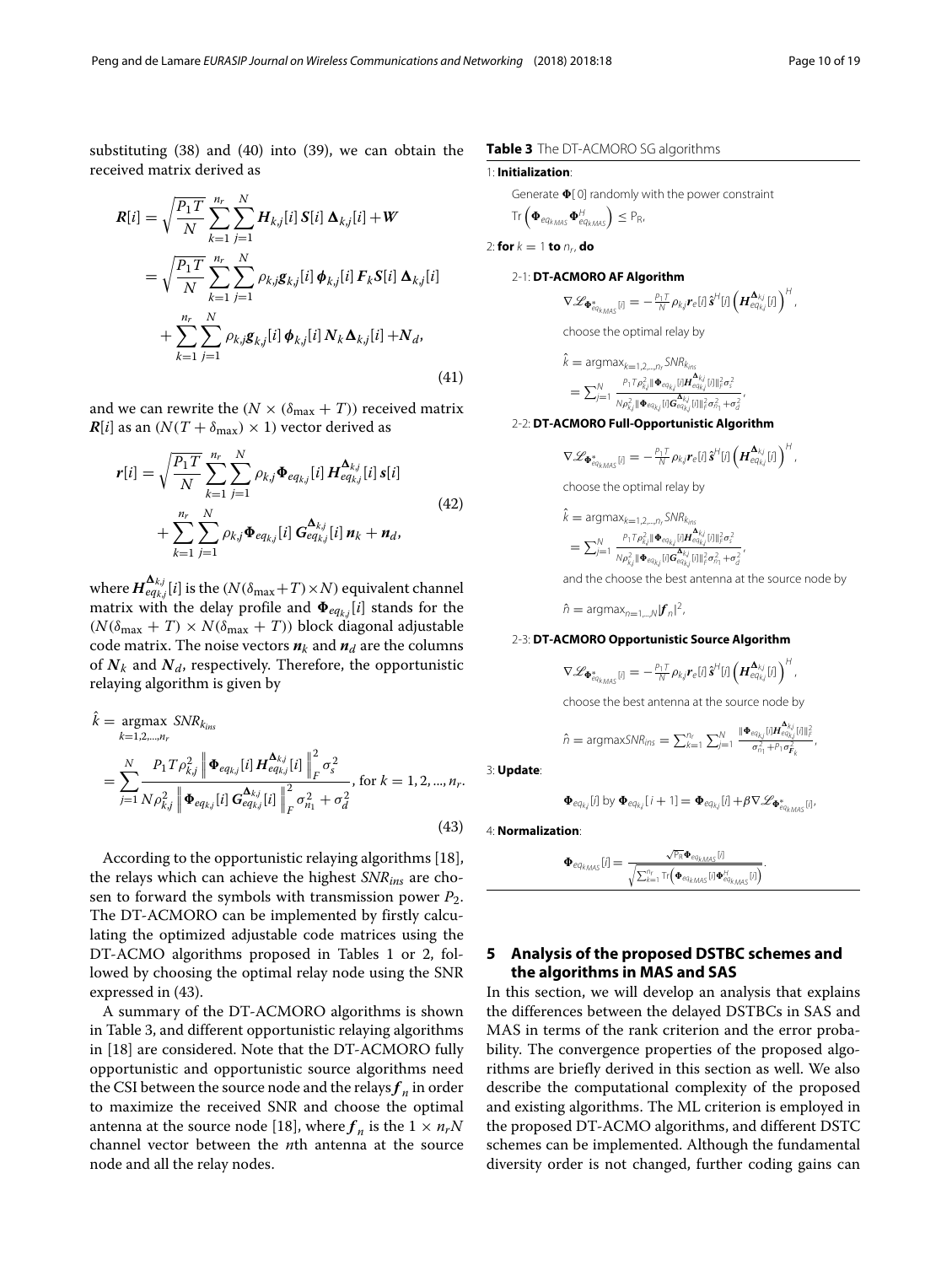substituting (38) and (40) into (39), we can obtain the received matrix derived as

$$
\begin{aligned}
\boldsymbol{R}[i] &= \sqrt{\frac{P_1 T}{N}} \sum_{k=1}^{n_r} \sum_{j=1}^{N} \boldsymbol{H}_{k,j}[i]\, \boldsymbol{S}[i]\, \boldsymbol{\Delta}_{k,j}[i] + \boldsymbol{W} \\
&= \sqrt{\frac{P_1 T}{N}} \sum_{k=1}^{n_r} \sum_{j=1}^{N} \rho_{k,j} \boldsymbol{g}_{k,j}[i]\, \boldsymbol{\phi}_{k,j}[i]\, \boldsymbol{F}_k \boldsymbol{S}[i]\, \boldsymbol{\Delta}_{k,j}[i] \\
&\quad + \sum_{k=1}^{n_r} \sum_{j=1}^{N} \rho_{k,j} \boldsymbol{g}_{k,j}[i]\, \boldsymbol{\phi}_{k,j}[i]\, \boldsymbol{N}_k \boldsymbol{\Delta}_{k,j}[i] + \boldsymbol{N}_d,
\end{aligned}
\tag{41}
$$

and we can rewrite the $(N \times (\delta_{\max} + T))$ received matrix $\boldsymbol{R}[i]$ as an $(N(T + \delta_{\max}) \times 1)$ vector derived as

$$
\begin{aligned}
\boldsymbol{r}[i] &= \sqrt{\frac{P_1 T}{N}} \sum_{k=1}^{n_r} \sum_{j=1}^{N} \rho_{k,j} \boldsymbol{\Phi}_{eq_{k,j}}[i]\, \boldsymbol{H}_{eq_{k,j}}^{\boldsymbol{\Delta}_{k,j}}[i]\, \boldsymbol{s}[i] \\
&\quad + \sum_{k=1}^{n_r} \sum_{j=1}^{N} \rho_{k,j} \boldsymbol{\Phi}_{eq_{k,j}}[i]\, \boldsymbol{G}_{eq_{k,j}}^{\boldsymbol{\Delta}_{k,j}}[i]\, \boldsymbol{n}_k + \boldsymbol{n}_d,
\end{aligned}
\tag{42}
$$

where $\boldsymbol{H}_{eq_{k,j}}^{\boldsymbol{\Delta}_{k,j}}[i]$ is the $(N(\delta_{\max}+T) \times N)$ equivalent channel matrix with the delay profile and $\boldsymbol{\Phi}_{eq_{k,j}}[i]$ stands for the $(N(\delta_{\max} + T) \times N(\delta_{\max} + T))$ block diagonal adjustable code matrix. The noise vectors $\boldsymbol{n}_k$ and $\boldsymbol{n}_d$ are the columns of $\boldsymbol{N}_k$ and $\boldsymbol{N}_d$, respectively. Therefore, the opportunistic relaying algorithm is given by

$$
\begin{aligned}
\hat{k} &= \underset{k=1,2,\ldots,n_r}{\operatorname{argmax}}\ SNR_{k_{ins}} \\
&= \sum_{j=1}^{N} \frac{P_1 T \rho_{k,j}^2 \left\| \boldsymbol{\Phi}_{eq_{k,j}}[i]\, \boldsymbol{H}_{eq_{k,j}}^{\boldsymbol{\Delta}_{k,j}}[i] \right\|_F^2 \sigma_s^2}{N \rho_{k,j}^2 \left\| \boldsymbol{\Phi}_{eq_{k,j}}[i]\, \boldsymbol{G}_{eq_{k,j}}^{\boldsymbol{\Delta}_{k,j}}[i] \right\|_F^2 \sigma_{n_1}^2 + \sigma_d^2}, \text{ for } k = 1, 2, \ldots, n_r.
\end{aligned}
\tag{43}
$$

According to the opportunistic relaying algorithms [18], the relays which can achieve the highest $SNR_{ins}$ are chosen to forward the symbols with transmission power $P_2$. The DT-ACMORO can be implemented by firstly calculating the optimized adjustable code matrices using the DT-ACMO algorithms proposed in Tables 1 or 2, followed by choosing the optimal relay node using the SNR expressed in (43).

A summary of the DT-ACMORO algorithms is shown in Table 3, and different opportunistic relaying algorithms in [18] are considered. Note that the DT-ACMORO fully opportunistic and opportunistic source algorithms need the CSI between the source node and the relays $\boldsymbol{f}_n$ in order to maximize the received SNR and choose the optimal antenna at the source node [18], where $\boldsymbol{f}_n$ is the $1 \times n_r N$ channel vector between the $n$th antenna at the source node and all the relay nodes.

**Table 3** The DT-ACMORO SG algorithms

1: **Initialization**:

Generate $\boldsymbol{\Phi}[0]$ randomly with the power constraint $\mathrm{Tr}\left(\boldsymbol{\Phi}_{eq_{k_{MAS}}} \boldsymbol{\Phi}_{eq_{k_{MAS}}}^H\right) \leq P_R$,

2: **for** $k = 1$ **to** $n_r$, **do**

2-1: **DT-ACMORO AF Algorithm**

$$\nabla \mathscr{L}_{\boldsymbol{\Phi}^*_{eq_{k_{MAS}}}[i]} = -\frac{P_1 T}{N} \rho_{k,j} \boldsymbol{r}_e[i]\, \hat{\boldsymbol{s}}^H[i] \left(\boldsymbol{H}_{eq_{k,j}}^{\boldsymbol{\Delta}_{k,j}}[i]\right)^H,$$

choose the optimal relay by

$$\hat{k} = \operatorname{argmax}_{k=1,2,\ldots,n_r} SNR_{k_{ins}} = \sum_{j=1}^{N} \frac{P_1 T \rho_{k,j}^2 \|\boldsymbol{\Phi}_{eq_{k,j}}[i] \boldsymbol{H}_{eq_{k,j}}^{\boldsymbol{\Delta}_{k,j}}[i]\|_F^2 \sigma_s^2}{N \rho_{k,j}^2 \|\boldsymbol{\Phi}_{eq_{k,j}}[i] \boldsymbol{G}_{eq_{k,j}}^{\boldsymbol{\Delta}_{k,j}}[i]\|_F^2 \sigma_{n_1}^2 + \sigma_d^2},$$

2-2: **DT-ACMORO Full-Opportunistic Algorithm**

$$\nabla \mathscr{L}_{\boldsymbol{\Phi}^*_{eq_{k_{MAS}}}[i]} = -\frac{P_1 T}{N} \rho_{k,j} \boldsymbol{r}_e[i]\, \hat{\boldsymbol{s}}^H[i] \left(\boldsymbol{H}_{eq_{k,j}}^{\boldsymbol{\Delta}_{k,j}}[i]\right)^H,$$

choose the optimal relay by

$$\hat{k} = \operatorname{argmax}_{k=1,2,\ldots,n_r} SNR_{k_{ins}} = \sum_{j=1}^{N} \frac{P_1 T \rho_{k,j}^2 \|\boldsymbol{\Phi}_{eq_{k,j}}[i] \boldsymbol{H}_{eq_{k,j}}^{\boldsymbol{\Delta}_{k,j}}[i]\|_F^2 \sigma_s^2}{N \rho_{k,j}^2 \|\boldsymbol{\Phi}_{eq_{k,j}}[i] \boldsymbol{G}_{eq_{k,j}}^{\boldsymbol{\Delta}_{k,j}}[i]\|_F^2 \sigma_{n_1}^2 + \sigma_d^2},$$

and the choose the best antenna at the source node by

$$\hat{n} = \operatorname{argmax}_{n=1,\ldots,N} |\boldsymbol{f}_n|^2,$$

2-3: **DT-ACMORO Opportunistic Source Algorithm**

$$\nabla \mathscr{L}_{\boldsymbol{\Phi}^*_{eq_{k_{MAS}}}[i]} = -\frac{P_1 T}{N} \rho_{k,j} \boldsymbol{r}_e[i]\, \hat{\boldsymbol{s}}^H[i] \left(\boldsymbol{H}_{eq_{k,j}}^{\boldsymbol{\Delta}_{k,j}}[i]\right)^H,$$

choose the best antenna at the source node by

$$\hat{n} = \operatorname{argmax} SNR_{ins} = \sum_{k=1}^{n_r} \sum_{j=1}^{N} \frac{\|\boldsymbol{\Phi}_{eq_{k,j}}[i] \boldsymbol{H}_{eq_{k,j}}^{\boldsymbol{\Delta}_{k,j}}[i]\|_F^2}{\sigma_{n_1}^2 + P_1 \sigma_{\boldsymbol{F}_k}^2},$$

3: **Update**:

$$\boldsymbol{\Phi}_{eq_{k,j}}[i] \text{ by } \boldsymbol{\Phi}_{eq_{k,j}}[i+1] = \boldsymbol{\Phi}_{eq_{k,j}}[i] + \beta \nabla \mathscr{L}_{\boldsymbol{\Phi}^*_{eq_{k_{MAS}}}[i]},$$

4: **Normalization**:

$$\boldsymbol{\Phi}_{eq_{k_{MAS}}}[i] = \frac{\sqrt{P_R}\, \boldsymbol{\Phi}_{eq_{k_{MAS}}}[i]}{\sqrt{\sum_{k=1}^{n_r} \mathrm{Tr}\left(\boldsymbol{\Phi}_{eq_{k_{MAS}}}[i] \boldsymbol{\Phi}_{eq_{k_{MAS}}}^H[i]\right)}}.$$

## 5 Analysis of the proposed DSTBC schemes and the algorithms in MAS and SAS

In this section, we will develop an analysis that explains the differences between the delayed DSTBCs in SAS and MAS in terms of the rank criterion and the error probability. The convergence properties of the proposed algorithms are briefly derived in this section as well. We also describe the computational complexity of the proposed and existing algorithms. The ML criterion is employed in the proposed DT-ACMO algorithms, and different DSTC schemes can be implemented. Although the fundamental diversity order is not changed, further coding gains can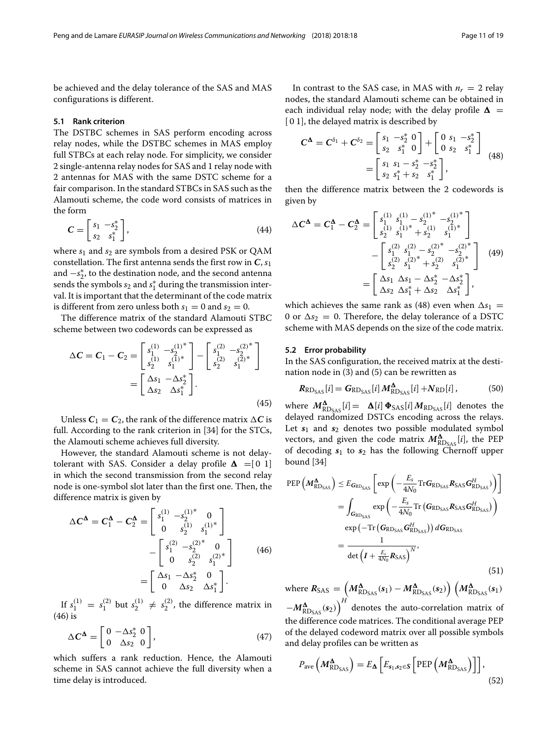be achieved and the delay tolerance of the SAS and MAS configurations is different.

### 5.1 Rank criterion

The DSTBC schemes in SAS perform encoding across relay nodes, while the DSTBC schemes in MAS employ full STBCs at each relay node. For simplicity, we consider 2 single-antenna relay nodes for SAS and 1 relay node with 2 antennas for MAS with the same DSTC scheme for a fair comparison. In the standard STBCs in SAS such as the Alamouti scheme, the code word consists of matrices in the form

$$\boldsymbol{C} = \begin{bmatrix} s_1 & -s_2^* \\ s_2 & s_1^* \end{bmatrix}, \tag{44}$$

where $s_1$ and $s_2$ are symbols from a desired PSK or QAM constellation. The first antenna sends the first row in $\boldsymbol{C}$, $s_1$ and $-s_2^*$, to the destination node, and the second antenna sends the symbols $s_2$ and $s_1^*$ during the transmission interval. It is important that the determinant of the code matrix is different from zero unless both $s_1 = 0$ and $s_2 = 0$.

The difference matrix of the standard Alamouti STBC scheme between two codewords can be expressed as

$$\begin{aligned} \Delta\boldsymbol{C} = \boldsymbol{C}_1 - \boldsymbol{C}_2 &= \begin{bmatrix} s_1^{(1)} & -s_2^{(1)*} \\ s_2^{(1)} & s_1^{(1)*} \end{bmatrix} - \begin{bmatrix} s_1^{(2)} & -s_2^{(2)*} \\ s_2^{(2)} & s_1^{(2)*} \end{bmatrix} \\ &= \begin{bmatrix} \Delta s_1 & -\Delta s_2^* \\ \Delta s_2 & \Delta s_1^* \end{bmatrix}. \end{aligned} \tag{45}$$

Unless $\boldsymbol{C}_1 = \boldsymbol{C}_2$, the rank of the difference matrix $\Delta\boldsymbol{C}$ is full. According to the rank criterion in [34] for the STCs, the Alamouti scheme achieves full diversity.

However, the standard Alamouti scheme is not delay-tolerant with SAS. Consider a delay profile $\boldsymbol{\Delta} = [0\ 1]$ in which the second transmission from the second relay node is one-symbol slot later than the first one. Then, the difference matrix is given by

$$\begin{aligned} \Delta\boldsymbol{C}^{\boldsymbol{\Delta}} = \boldsymbol{C}_1^{\boldsymbol{\Delta}} - \boldsymbol{C}_2^{\boldsymbol{\Delta}} &= \begin{bmatrix} s_1^{(1)} & -s_2^{(1)*} & 0 \\ 0 & s_2^{(1)} & s_1^{(1)*} \end{bmatrix} \\ &\quad - \begin{bmatrix} s_1^{(2)} & -s_2^{(2)*} & 0 \\ 0 & s_2^{(2)} & s_1^{(2)*} \end{bmatrix} \\ &= \begin{bmatrix} \Delta s_1 & -\Delta s_2^* & 0 \\ 0 & \Delta s_2 & \Delta s_1^* \end{bmatrix}. \end{aligned} \tag{46}$$

If $s_1^{(1)} = s_1^{(2)}$ but $s_2^{(1)} \neq s_2^{(2)}$, the difference matrix in (46) is

$$\Delta\boldsymbol{C}^{\boldsymbol{\Delta}} = \begin{bmatrix} 0 & -\Delta s_2^* & 0 \\ 0 & \Delta s_2 & 0 \end{bmatrix}, \tag{47}$$

which suffers a rank reduction. Hence, the Alamouti scheme in SAS cannot achieve the full diversity when a time delay is introduced.

In contrast to the SAS case, in MAS with $n_r = 2$ relay nodes, the standard Alamouti scheme can be obtained in each individual relay node; with the delay profile $\boldsymbol{\Delta} = [0\ 1]$, the delayed matrix is described by

$$\begin{aligned} \boldsymbol{C}^{\boldsymbol{\Delta}} = \boldsymbol{C}^{\delta_1} + \boldsymbol{C}^{\delta_2} &= \begin{bmatrix} s_1 & -s_2^* & 0 \\ s_2 & s_1^* & 0 \end{bmatrix} + \begin{bmatrix} 0 & s_1 & -s_2^* \\ 0 & s_2 & s_1^* \end{bmatrix} \\ &= \begin{bmatrix} s_1 & s_1 - s_2^* & -s_2^* \\ s_2 & s_1^* + s_2 & s_1^* \end{bmatrix}, \end{aligned} \tag{48}$$

then the difference matrix between the 2 codewords is given by

$$\begin{aligned} \Delta\boldsymbol{C}^{\boldsymbol{\Delta}} = \boldsymbol{C}_1^{\boldsymbol{\Delta}} - \boldsymbol{C}_2^{\boldsymbol{\Delta}} &= \begin{bmatrix} s_1^{(1)} & s_1^{(1)} - s_2^{(1)*} & -s_2^{(1)*} \\ s_2^{(1)} & s_1^{(1)*} + s_2^{(1)} & s_1^{(1)*} \end{bmatrix} \\ &\quad - \begin{bmatrix} s_1^{(2)} & s_1^{(2)} - s_2^{(2)*} & -s_2^{(2)*} \\ s_2^{(2)} & s_1^{(2)*} + s_2^{(2)} & s_1^{(2)*} \end{bmatrix} \\ &= \begin{bmatrix} \Delta s_1 & \Delta s_1 - \Delta s_2^* & -\Delta s_2^* \\ \Delta s_2 & \Delta s_1^* + \Delta s_2 & \Delta s_1^* \end{bmatrix}, \end{aligned} \tag{49}$$

which achieves the same rank as (48) even when $\Delta s_1 = 0$ or $\Delta s_2 = 0$. Therefore, the delay tolerance of a DSTC scheme with MAS depends on the size of the code matrix.

### 5.2 Error probability

In the SAS configuration, the received matrix at the destination node in (3) and (5) can be rewritten as

$$\boldsymbol{R}_{\mathrm{RD_{SAS}}}[i] = \boldsymbol{G}_{\mathrm{RD_{SAS}}}[i]\,\boldsymbol{M}_{\mathrm{RD_{SAS}}}^{\boldsymbol{\Delta}}[i] + \boldsymbol{N}_{\mathrm{RD}}[i]\,, \tag{50}$$

where $\boldsymbol{M}_{\mathrm{RD_{SAS}}}^{\boldsymbol{\Delta}}[i] = \boldsymbol{\Delta}[i]\,\boldsymbol{\Phi}_{\mathrm{SAS}}[i]\,\boldsymbol{M}_{\mathrm{RD_{SAS}}}[i]$ denotes the delayed randomized DSTCs encoding across the relays. Let $\boldsymbol{s}_1$ and $\boldsymbol{s}_2$ denotes two possible modulated symbol vectors, and given the code matrix $\boldsymbol{M}_{\mathrm{RD_{SAS}}}^{\boldsymbol{\Delta}}[i]$, the PEP of decoding $\boldsymbol{s}_1$ to $\boldsymbol{s}_2$ has the following Chernoff upper bound [34]

$$\begin{aligned} \mathrm{PEP}\left(\boldsymbol{M}_{\mathrm{RD_{SAS}}}^{\boldsymbol{\Delta}}\right) &\leq E_{\boldsymbol{G}_{\mathrm{RD_{SAS}}}}\left[\exp\left(-\frac{E_s}{4N_0}\mathrm{Tr}\boldsymbol{G}_{\mathrm{RD_{SAS}}}\boldsymbol{R}_{\mathrm{SAS}}\boldsymbol{G}_{\mathrm{RD_{SAS}}}^H)\right)\right] \\ &= \int_{\boldsymbol{G}_{\mathrm{RD_{SAS}}}} \exp\left(-\frac{E_s}{4N_0}\mathrm{Tr}\left(\boldsymbol{G}_{\mathrm{RD_{SAS}}}\boldsymbol{R}_{\mathrm{SAS}}\boldsymbol{G}_{\mathrm{RD_{SAS}}}^H\right)\right) \\ &\quad \exp\left(-\mathrm{Tr}\left(\boldsymbol{G}_{\mathrm{RD_{SAS}}}\boldsymbol{G}_{\mathrm{RD_{SAS}}}^H\right)\right)d\boldsymbol{G}_{\mathrm{RD_{SAS}}} \\ &= \frac{1}{\det\left(\boldsymbol{I} + \frac{E_s}{4N_0}\boldsymbol{R}_{\mathrm{SAS}}\right)^N}, \end{aligned} \tag{51}$$

where $\boldsymbol{R}_{\mathrm{SAS}} = \left(\boldsymbol{M}_{\mathrm{RD_{SAS}}}^{\boldsymbol{\Delta}}(\boldsymbol{s}_1) - \boldsymbol{M}_{\mathrm{RD_{SAS}}}^{\boldsymbol{\Delta}}(\boldsymbol{s}_2)\right)\left(\boldsymbol{M}_{\mathrm{RD_{SAS}}}^{\boldsymbol{\Delta}}(\boldsymbol{s}_1) - \boldsymbol{M}_{\mathrm{RD_{SAS}}}^{\boldsymbol{\Delta}}(\boldsymbol{s}_2)\right)^H$ denotes the auto-correlation matrix of the difference code matrices. The conditional average PEP of the delayed codeword matrix over all possible symbols and delay profiles can be written as

$$P_{\mathrm{ave}}\left(\boldsymbol{M}_{\mathrm{RD_{SAS}}}^{\boldsymbol{\Delta}}\right) = E_{\boldsymbol{\Delta}}\left[E_{\boldsymbol{s}_1,\boldsymbol{s}_2 \in \boldsymbol{S}}\left[\mathrm{PEP}\left(\boldsymbol{M}_{\mathrm{RD_{SAS}}}^{\boldsymbol{\Delta}}\right)\right]\right], \tag{52}$$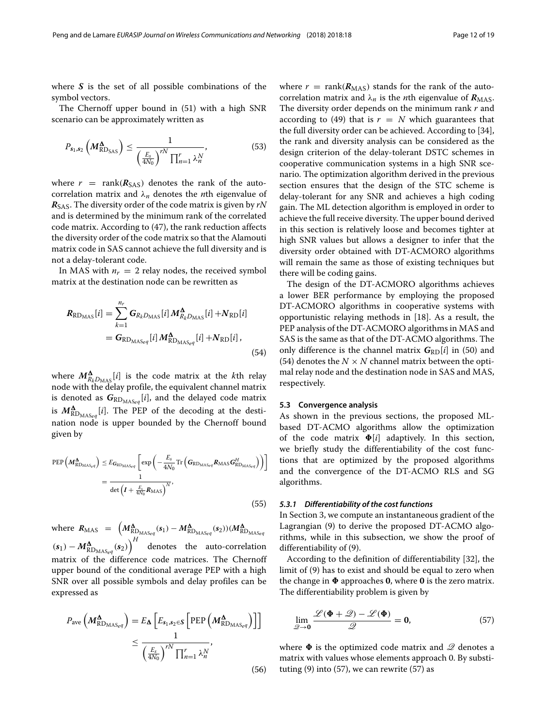where $\boldsymbol{S}$ is the set of all possible combinations of the symbol vectors.

The Chernoff upper bound in (51) with a high SNR scenario can be approximately written as

$$P_{\boldsymbol{s}_1,\boldsymbol{s}_2}\left(\boldsymbol{M}^{\boldsymbol{\Delta}}_{\mathrm{RD}_{\mathrm{SAS}}}\right) \leq \frac{1}{\left(\frac{E_s}{4N_0}\right)^{rN}\prod_{n=1}^{r}\lambda_n^N}, \tag{53}$$

where $r = \mathrm{rank}(\boldsymbol{R}_{\mathrm{SAS}})$ denotes the rank of the auto-correlation matrix and $\lambda_n$ denotes the $n$th eigenvalue of $\boldsymbol{R}_{\mathrm{SAS}}$. The diversity order of the code matrix is given by $rN$ and is determined by the minimum rank of the correlated code matrix. According to (47), the rank reduction affects the diversity order of the code matrix so that the Alamouti matrix code in SAS cannot achieve the full diversity and is not a delay-tolerant code.

In MAS with $n_r = 2$ relay nodes, the received symbol matrix at the destination node can be rewritten as

$$\begin{aligned}\boldsymbol{R}_{\mathrm{RD}_{\mathrm{MAS}}}[i] &= \sum_{k=1}^{n_r}\boldsymbol{G}_{R_kD_{\mathrm{MAS}}}[i]\,\boldsymbol{M}^{\boldsymbol{\Delta}}_{R_kD_{\mathrm{MAS}}}[i] + \boldsymbol{N}_{\mathrm{RD}}[i]\\ &= \boldsymbol{G}_{\mathrm{RD}_{\mathrm{MAS}_{eq}}}[i]\,\boldsymbol{M}^{\boldsymbol{\Delta}}_{\mathrm{RD}_{\mathrm{MAS}_{eq}}}[i] + \boldsymbol{N}_{\mathrm{RD}}[i],\end{aligned} \tag{54}$$

where $\boldsymbol{M}^{\boldsymbol{\Delta}}_{R_kD_{\mathrm{MAS}}}[i]$ is the code matrix at the $k$th relay node with the delay profile, the equivalent channel matrix is denoted as $\boldsymbol{G}_{\mathrm{RD}_{\mathrm{MAS}_{eq}}}[i]$, and the delayed code matrix is $\boldsymbol{M}^{\boldsymbol{\Delta}}_{\mathrm{RD}_{\mathrm{MAS}_{eq}}}[i]$. The PEP of the decoding at the destination node is upper bounded by the Chernoff bound given by

$$\begin{aligned}\mathrm{PEP}\left(\boldsymbol{M}^{\boldsymbol{\Delta}}_{\mathrm{RD}_{\mathrm{MAS}_{eq}}}\right) &\leq E_{\boldsymbol{G}_{\mathrm{RD}_{\mathrm{MAS}_{eq}}}}\left[\exp\left(-\frac{E_s}{4N_0}\mathrm{Tr}\left(\boldsymbol{G}_{\mathrm{RD}_{\mathrm{MAS}_{eq}}}\boldsymbol{R}_{\mathrm{MAS}}\boldsymbol{G}^H_{\mathrm{RD}_{\mathrm{MAS}_{eq}}}\right)\right)\right]\\ &= \frac{1}{\det\left(\boldsymbol{I} + \frac{E_s}{4N_0}\boldsymbol{R}_{\mathrm{MAS}}\right)^N},\end{aligned} \tag{55}$$

where $\boldsymbol{R}_{\mathrm{MAS}} = \left(\boldsymbol{M}^{\boldsymbol{\Delta}}_{\mathrm{RD}_{\mathrm{MAS}_{eq}}}(\boldsymbol{s}_1) - \boldsymbol{M}^{\boldsymbol{\Delta}}_{\mathrm{RD}_{\mathrm{MAS}_{eq}}}(\boldsymbol{s}_2))(\boldsymbol{M}^{\boldsymbol{\Delta}}_{\mathrm{RD}_{\mathrm{MAS}_{eq}}}(\boldsymbol{s}_1) - \boldsymbol{M}^{\boldsymbol{\Delta}}_{\mathrm{RD}_{\mathrm{MAS}_{eq}}}(\boldsymbol{s}_2)\right)^H$ denotes the auto-correlation matrix of the difference code matrices. The Chernoff upper bound of the conditional average PEP with a high SNR over all possible symbols and delay profiles can be expressed as

$$\begin{aligned}P_{\mathrm{ave}}\left(\boldsymbol{M}^{\boldsymbol{\Delta}}_{\mathrm{RD}_{\mathrm{MAS}_{eq}}}\right) &= E_{\boldsymbol{\Delta}}\left[E_{\boldsymbol{s}_1,\boldsymbol{s}_2\in\boldsymbol{S}}\left[\mathrm{PEP}\left(\boldsymbol{M}^{\boldsymbol{\Delta}}_{\mathrm{RD}_{\mathrm{MAS}_{eq}}}\right)\right]\right]\\ &\leq \frac{1}{\left(\frac{E_s}{4N_0}\right)^{rN}\prod_{n=1}^{r}\lambda_n^N},\end{aligned} \tag{56}$$

where $r = \mathrm{rank}(\boldsymbol{R}_{\mathrm{MAS}})$ stands for the rank of the auto-correlation matrix and $\lambda_n$ is the $n$th eigenvalue of $\boldsymbol{R}_{\mathrm{MAS}}$. The diversity order depends on the minimum rank $r$ and according to (49) that is $r = N$ which guarantees that the full diversity order can be achieved. According to [34], the rank and diversity analysis can be considered as the design criterion of the delay-tolerant DSTC schemes in cooperative communication systems in a high SNR scenario. The optimization algorithm derived in the previous section ensures that the design of the STC scheme is delay-tolerant for any SNR and achieves a high coding gain. The ML detection algorithm is employed in order to achieve the full receive diversity. The upper bound derived in this section is relatively loose and becomes tighter at high SNR values but allows a designer to infer that the diversity order obtained with DT-ACMORO algorithms will remain the same as those of existing techniques but there will be coding gains.

The design of the DT-ACMORO algorithms achieves a lower BER performance by employing the proposed DT-ACMORO algorithms in cooperative systems with opportunistic relaying methods in [18]. As a result, the PEP analysis of the DT-ACMORO algorithms in MAS and SAS is the same as that of the DT-ACMO algorithms. The only difference is the channel matrix $\boldsymbol{G}_{\mathrm{RD}}[i]$ in (50) and (54) denotes the $N \times N$ channel matrix between the optimal relay node and the destination node in SAS and MAS, respectively.

### 5.3 Convergence analysis

As shown in the previous sections, the proposed ML-based DT-ACMO algorithms allow the optimization of the code matrix $\boldsymbol{\Phi}[i]$ adaptively. In this section, we briefly study the differentiability of the cost functions that are optimized by the proposed algorithms and the convergence of the DT-ACMO RLS and SG algorithms.

#### 5.3.1 Differentiability of the cost functions

In Section 3, we compute an instantaneous gradient of the Lagrangian (9) to derive the proposed DT-ACMO algorithms, while in this subsection, we show the proof of differentiability of (9).

According to the definition of differentiability [32], the limit of (9) has to exist and should be equal to zero when the change in $\boldsymbol{\Phi}$ approaches $\boldsymbol{0}$, where $\boldsymbol{0}$ is the zero matrix. The differentiability problem is given by

$$\lim_{\mathscr{Q}\to\boldsymbol{0}}\frac{\mathscr{L}(\boldsymbol{\Phi}+\mathscr{Q}) - \mathscr{L}(\boldsymbol{\Phi})}{\mathscr{Q}} = \boldsymbol{0}, \tag{57}$$

where $\boldsymbol{\Phi}$ is the optimized code matrix and $\mathscr{Q}$ denotes a matrix with values whose elements approach 0. By substituting (9) into (57), we can rewrite (57) as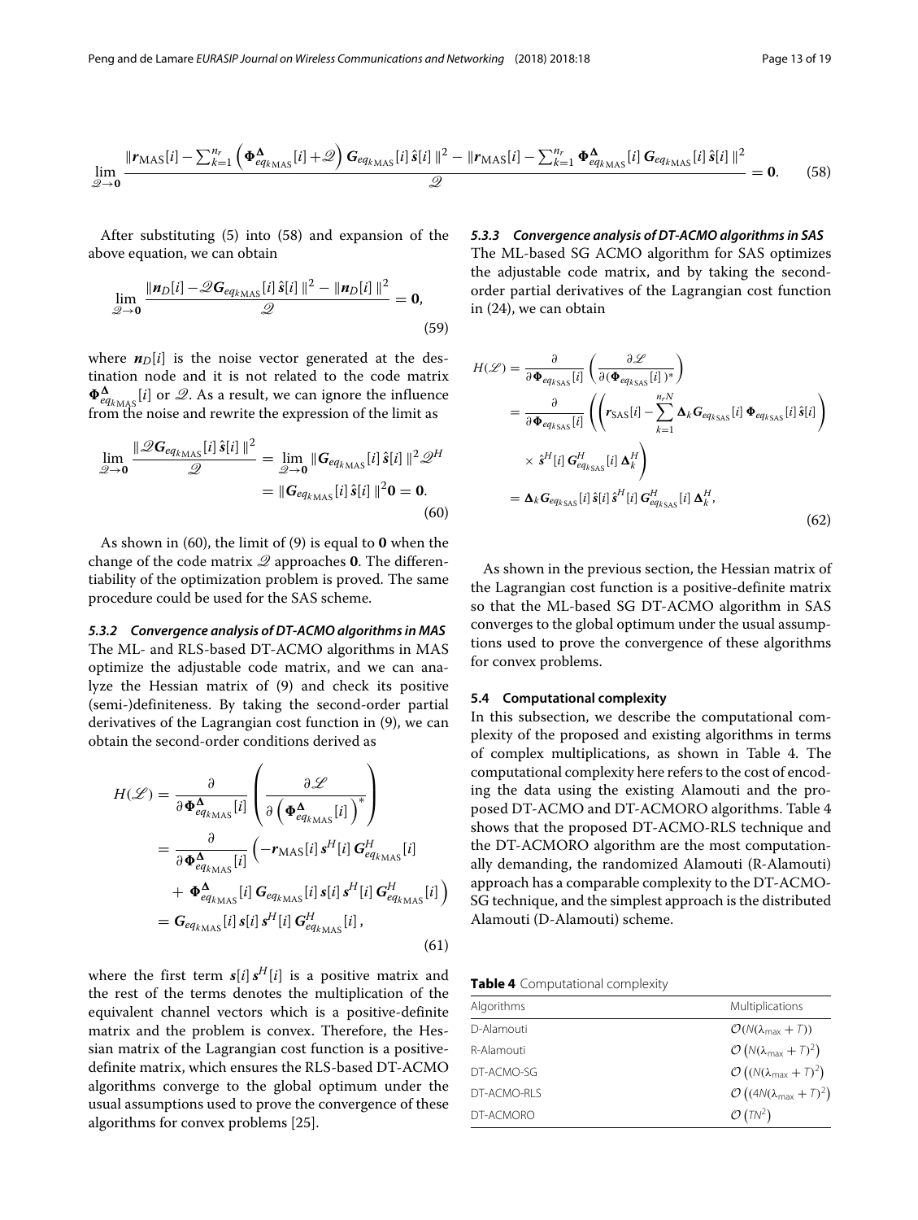$$
\lim_{\mathscr{Q}\to\mathbf{0}} \frac{\|\boldsymbol{r}_{\mathrm{MAS}}[i]-\sum_{k=1}^{n_r}\left(\boldsymbol{\Phi}^{\boldsymbol{\Delta}}_{eq_{k\mathrm{MAS}}}[i]+\mathscr{Q}\right)\boldsymbol{G}_{eq_{k\mathrm{MAS}}}[i]\,\hat{\boldsymbol{s}}[i]\,\|^2-\|\boldsymbol{r}_{\mathrm{MAS}}[i]-\sum_{k=1}^{n_r}\boldsymbol{\Phi}^{\boldsymbol{\Delta}}_{eq_{k\mathrm{MAS}}}[i]\,\boldsymbol{G}_{eq_{k\mathrm{MAS}}}[i]\,\hat{\boldsymbol{s}}[i]\,\|^2}{\mathscr{Q}}=\mathbf{0}. \tag{58}
$$

After substituting (5) into (58) and expansion of the above equation, we can obtain

$$
\lim_{\mathscr{Q}\to\mathbf{0}} \frac{\|\boldsymbol{n}_D[i]-\mathscr{Q}\boldsymbol{G}_{eq_{k\mathrm{MAS}}}[i]\,\hat{\boldsymbol{s}}[i]\,\|^2-\|\boldsymbol{n}_D[i]\,\|^2}{\mathscr{Q}}=\mathbf{0}, \tag{59}
$$

where $\boldsymbol{n}_D[i]$ is the noise vector generated at the destination node and it is not related to the code matrix $\boldsymbol{\Phi}^{\boldsymbol{\Delta}}_{eq_{k\mathrm{MAS}}}[i]$ or $\mathscr{Q}$. As a result, we can ignore the influence from the noise and rewrite the expression of the limit as

$$
\begin{aligned}
\lim_{\mathscr{Q}\to\mathbf{0}} \frac{\|\mathscr{Q}\boldsymbol{G}_{eq_{k\mathrm{MAS}}}[i]\,\hat{\boldsymbol{s}}[i]\,\|^2}{\mathscr{Q}} &= \lim_{\mathscr{Q}\to\mathbf{0}} \|\boldsymbol{G}_{eq_{k\mathrm{MAS}}}[i]\,\hat{\boldsymbol{s}}[i]\,\|^2\mathscr{Q}^H \\
&= \|\boldsymbol{G}_{eq_{k\mathrm{MAS}}}[i]\,\hat{\boldsymbol{s}}[i]\,\|^2\mathbf{0}=\mathbf{0}.
\end{aligned} \tag{60}
$$

As shown in (60), the limit of (9) is equal to $\mathbf{0}$ when the change of the code matrix $\mathscr{Q}$ approaches $\mathbf{0}$. The differentiability of the optimization problem is proved. The same procedure could be used for the SAS scheme.

#### 5.3.2 Convergence analysis of DT-ACMO algorithms in MAS

The ML- and RLS-based DT-ACMO algorithms in MAS optimize the adjustable code matrix, and we can analyze the Hessian matrix of (9) and check its positive (semi-)definiteness. By taking the second-order partial derivatives of the Lagrangian cost function in (9), we can obtain the second-order conditions derived as

$$
\begin{aligned}
H(\mathscr{L}) &= \frac{\partial}{\partial \boldsymbol{\Phi}^{\boldsymbol{\Delta}}_{eq_{k\mathrm{MAS}}}[i]}\left(\frac{\partial \mathscr{L}}{\partial\left(\boldsymbol{\Phi}^{\boldsymbol{\Delta}}_{eq_{k\mathrm{MAS}}}[i]\right)^*}\right) \\
&= \frac{\partial}{\partial \boldsymbol{\Phi}^{\boldsymbol{\Delta}}_{eq_{k\mathrm{MAS}}}[i]}\Big(-\boldsymbol{r}_{\mathrm{MAS}}[i]\,\boldsymbol{s}^H[i]\,\boldsymbol{G}^H_{eq_{k\mathrm{MAS}}}[i] \\
&\quad + \boldsymbol{\Phi}^{\boldsymbol{\Delta}}_{eq_{k\mathrm{MAS}}}[i]\,\boldsymbol{G}_{eq_{k\mathrm{MAS}}}[i]\,\boldsymbol{s}[i]\,\boldsymbol{s}^H[i]\,\boldsymbol{G}^H_{eq_{k\mathrm{MAS}}}[i]\Big) \\
&= \boldsymbol{G}_{eq_{k\mathrm{MAS}}}[i]\,\boldsymbol{s}[i]\,\boldsymbol{s}^H[i]\,\boldsymbol{G}^H_{eq_{k\mathrm{MAS}}}[i]\,,
\end{aligned} \tag{61}
$$

where the first term $\boldsymbol{s}[i]\,\boldsymbol{s}^H[i]$ is a positive matrix and the rest of the terms denotes the multiplication of the equivalent channel vectors which is a positive-definite matrix and the problem is convex. Therefore, the Hessian matrix of the Lagrangian cost function is a positive-definite matrix, which ensures the RLS-based DT-ACMO algorithms converge to the global optimum under the usual assumptions used to prove the convergence of these algorithms for convex problems [25].

#### 5.3.3 Convergence analysis of DT-ACMO algorithms in SAS

The ML-based SG ACMO algorithm for SAS optimizes the adjustable code matrix, and by taking the second-order partial derivatives of the Lagrangian cost function in (24), we can obtain

$$
\begin{aligned}
H(\mathscr{L}) &= \frac{\partial}{\partial \boldsymbol{\Phi}_{eq_{k\mathrm{SAS}}}[i]}\left(\frac{\partial \mathscr{L}}{\partial(\boldsymbol{\Phi}_{eq_{k\mathrm{SAS}}}[i]\,)^*}\right) \\
&= \frac{\partial}{\partial \boldsymbol{\Phi}_{eq_{k\mathrm{SAS}}}[i]}\Bigg(\Bigg(\boldsymbol{r}_{\mathrm{SAS}}[i]-\sum_{k=1}^{n_rN}\boldsymbol{\Delta}_k\boldsymbol{G}_{eq_{k\mathrm{SAS}}}[i]\,\boldsymbol{\Phi}_{eq_{k\mathrm{SAS}}}[i]\,\hat{\boldsymbol{s}}[i]\Bigg) \\
&\quad \times\,\hat{\boldsymbol{s}}^H[i]\,\boldsymbol{G}^H_{eq_{k\mathrm{SAS}}}[i]\,\boldsymbol{\Delta}^H_k\Bigg) \\
&= \boldsymbol{\Delta}_k\boldsymbol{G}_{eq_{k\mathrm{SAS}}}[i]\,\hat{\boldsymbol{s}}[i]\,\hat{\boldsymbol{s}}^H[i]\,\boldsymbol{G}^H_{eq_{k\mathrm{SAS}}}[i]\,\boldsymbol{\Delta}^H_k,
\end{aligned} \tag{62}
$$

As shown in the previous section, the Hessian matrix of the Lagrangian cost function is a positive-definite matrix so that the ML-based SG DT-ACMO algorithm in SAS converges to the global optimum under the usual assumptions used to prove the convergence of these algorithms for convex problems.

### 5.4 Computational complexity

In this subsection, we describe the computational complexity of the proposed and existing algorithms in terms of complex multiplications, as shown in Table 4. The computational complexity here refers to the cost of encoding the data using the existing Alamouti and the proposed DT-ACMO and DT-ACMORO algorithms. Table 4 shows that the proposed DT-ACMO-RLS technique and the DT-ACMORO algorithm are the most computationally demanding, the randomized Alamouti (R-Alamouti) approach has a comparable complexity to the DT-ACMO-SG technique, and the simplest approach is the distributed Alamouti (D-Alamouti) scheme.

**Table 4** Computational complexity

| Algorithms | Multiplications |
|---|---|
| D-Alamouti | $\mathcal{O}(N(\lambda_{\max}+T))$ |
| R-Alamouti | $\mathcal{O}\left(N(\lambda_{\max}+T)^2\right)$ |
| DT-ACMO-SG | $\mathcal{O}\left((N(\lambda_{\max}+T)^2\right)$ |
| DT-ACMO-RLS | $\mathcal{O}\left((4N(\lambda_{\max}+T)^2\right)$ |
| DT-ACMORO | $\mathcal{O}\left(TN^2\right)$ |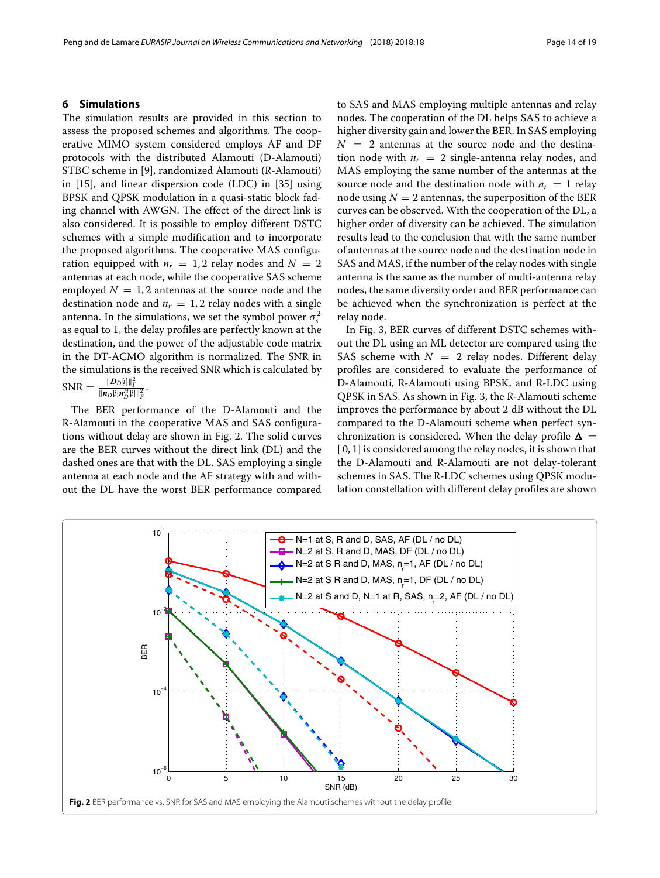## 6 Simulations

The simulation results are provided in this section to assess the proposed schemes and algorithms. The cooperative MIMO system considered employs AF and DF protocols with the distributed Alamouti (D-Alamouti) STBC scheme in [9], randomized Alamouti (R-Alamouti) in [15], and linear dispersion code (LDC) in [35] using BPSK and QPSK modulation in a quasi-static block fading channel with AWGN. The effect of the direct link is also considered. It is possible to employ different DSTC schemes with a simple modification and to incorporate the proposed algorithms. The cooperative MAS configuration equipped with $n_r = 1, 2$ relay nodes and $N = 2$ antennas at each node, while the cooperative SAS scheme employed $N = 1, 2$ antennas at the source node and the destination node and $n_r = 1, 2$ relay nodes with a single antenna. In the simulations, we set the symbol power $\sigma_s^2$ as equal to 1, the delay profiles are perfectly known at the destination, and the power of the adjustable code matrix in the DT-ACMO algorithm is normalized. The SNR in the simulations is the received SNR which is calculated by $\mathrm{SNR} = \frac{\|\boldsymbol{D}_D[i]\|_F^2}{\|\boldsymbol{n}_D[i]\boldsymbol{n}_D^H[i]\|_F^2}$.

The BER performance of the D-Alamouti and the R-Alamouti in the cooperative MAS and SAS configurations without delay are shown in Fig. 2. The solid curves are the BER curves without the direct link (DL) and the dashed ones are that with the DL. SAS employing a single antenna at each node and the AF strategy with and without the DL have the worst BER performance compared to SAS and MAS employing multiple antennas and relay nodes. The cooperation of the DL helps SAS to achieve a higher diversity gain and lower the BER. In SAS employing $N = 2$ antennas at the source node and the destination node with $n_r = 2$ single-antenna relay nodes, and MAS employing the same number of the antennas at the source node and the destination node with $n_r = 1$ relay node using $N = 2$ antennas, the superposition of the BER curves can be observed. With the cooperation of the DL, a higher order of diversity can be achieved. The simulation results lead to the conclusion that with the same number of antennas at the source node and the destination node in SAS and MAS, if the number of the relay nodes with single antenna is the same as the number of multi-antenna relay nodes, the same diversity order and BER performance can be achieved when the synchronization is perfect at the relay node.

In Fig. 3, BER curves of different DSTC schemes without the DL using an ML detector are compared using the SAS scheme with $N = 2$ relay nodes. Different delay profiles are considered to evaluate the performance of D-Alamouti, R-Alamouti using BPSK, and R-LDC using QPSK in SAS. As shown in Fig. 3, the R-Alamouti scheme improves the performance by about 2 dB without the DL compared to the D-Alamouti scheme when perfect synchronization is considered. When the delay profile $\boldsymbol{\Delta} = [0, 1]$ is considered among the relay nodes, it is shown that the D-Alamouti and R-Alamouti are not delay-tolerant schemes in SAS. The R-LDC schemes using QPSK modulation constellation with different delay profiles are shown

**Fig. 2** BER performance vs. SNR for SAS and MAS employing the Alamouti schemes without the delay profile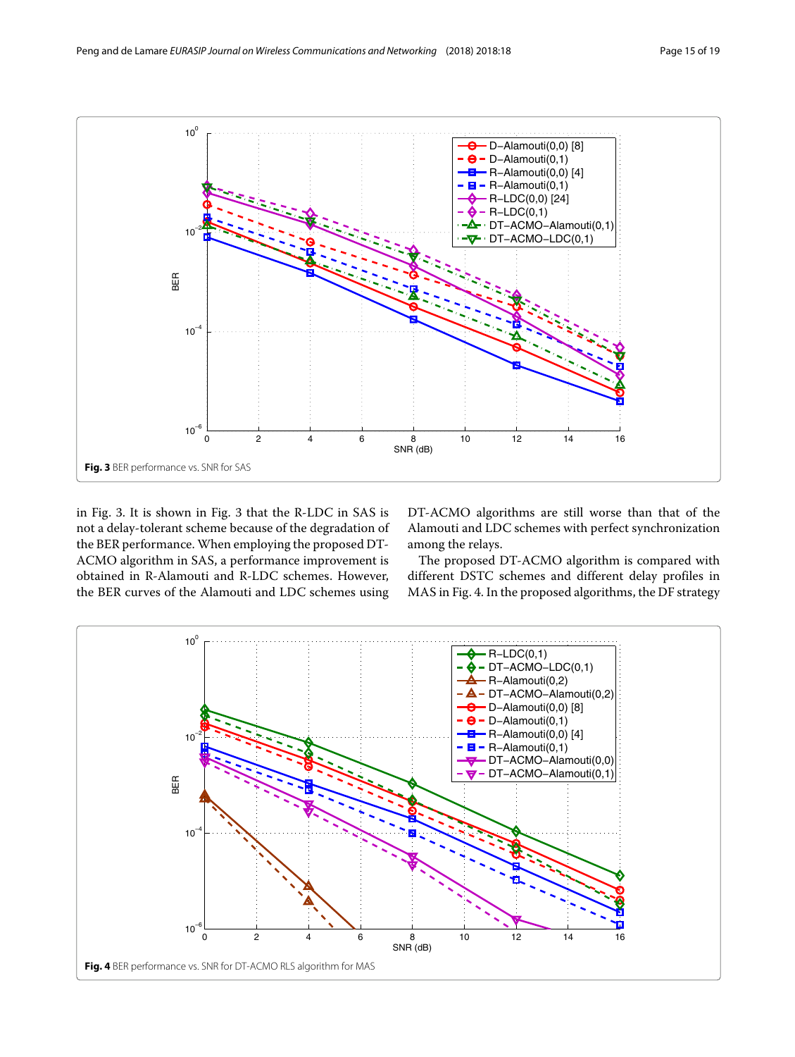**Fig. 3** BER performance vs. SNR for SAS

in Fig. 3. It is shown in Fig. 3 that the R-LDC in SAS is not a delay-tolerant scheme because of the degradation of the BER performance. When employing the proposed DT-ACMO algorithm in SAS, a performance improvement is obtained in R-Alamouti and R-LDC schemes. However, the BER curves of the Alamouti and LDC schemes using DT-ACMO algorithms are still worse than that of the Alamouti and LDC schemes with perfect synchronization among the relays.

The proposed DT-ACMO algorithm is compared with different DSTC schemes and different delay profiles in MAS in Fig. 4. In the proposed algorithms, the DF strategy

**Fig. 4** BER performance vs. SNR for DT-ACMO RLS algorithm for MAS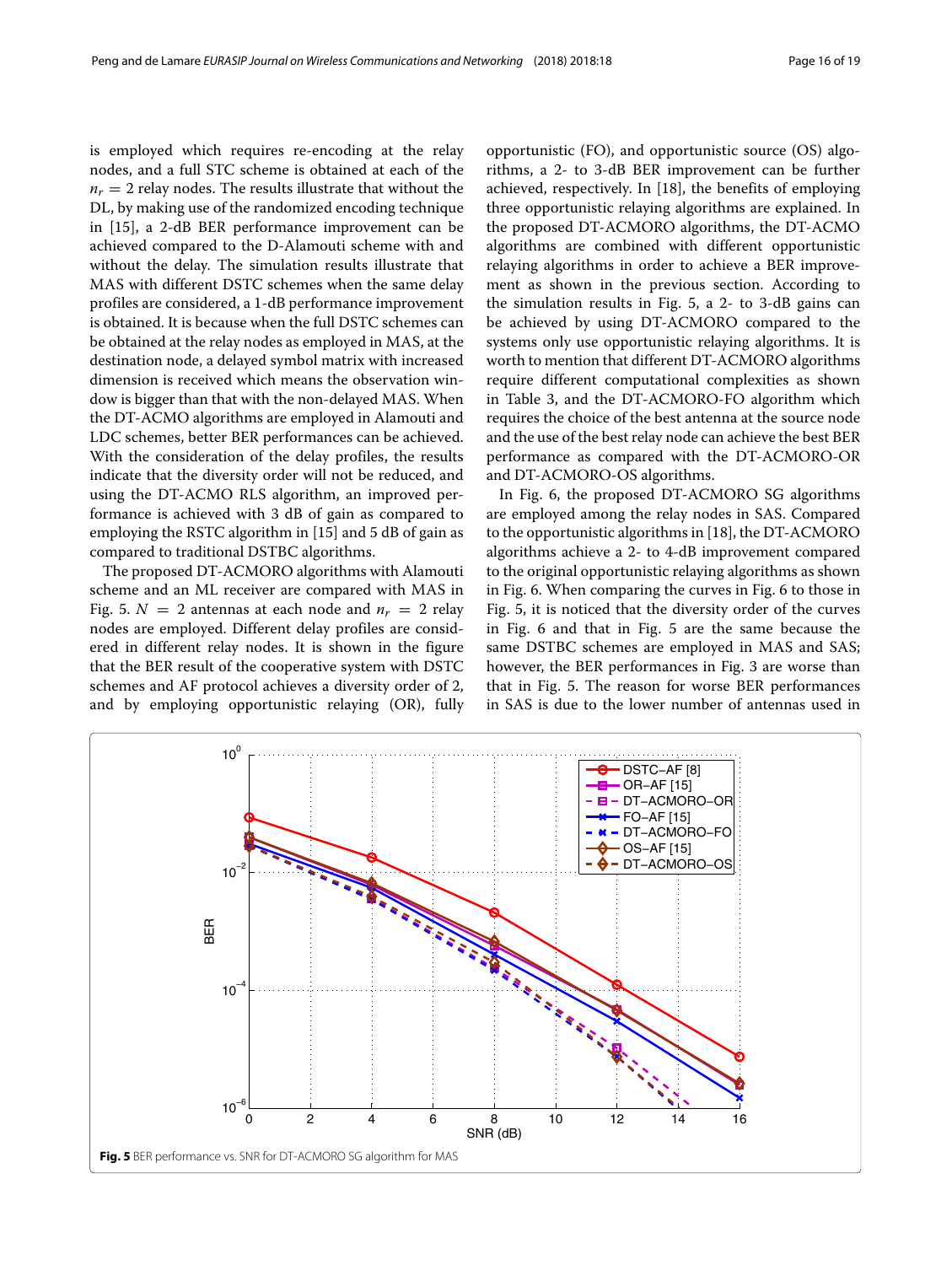is employed which requires re-encoding at the relay nodes, and a full STC scheme is obtained at each of the $n_r = 2$ relay nodes. The results illustrate that without the DL, by making use of the randomized encoding technique in [15], a 2-dB BER performance improvement can be achieved compared to the D-Alamouti scheme with and without the delay. The simulation results illustrate that MAS with different DSTC schemes when the same delay profiles are considered, a 1-dB performance improvement is obtained. It is because when the full DSTC schemes can be obtained at the relay nodes as employed in MAS, at the destination node, a delayed symbol matrix with increased dimension is received which means the observation window is bigger than that with the non-delayed MAS. When the DT-ACMO algorithms are employed in Alamouti and LDC schemes, better BER performances can be achieved. With the consideration of the delay profiles, the results indicate that the diversity order will not be reduced, and using the DT-ACMO RLS algorithm, an improved performance is achieved with 3 dB of gain as compared to employing the RSTC algorithm in [15] and 5 dB of gain as compared to traditional DSTBC algorithms.

The proposed DT-ACMORO algorithms with Alamouti scheme and an ML receiver are compared with MAS in Fig. 5. $N = 2$ antennas at each node and $n_r = 2$ relay nodes are employed. Different delay profiles are considered in different relay nodes. It is shown in the figure that the BER result of the cooperative system with DSTC schemes and AF protocol achieves a diversity order of 2, and by employing opportunistic relaying (OR), fully opportunistic (FO), and opportunistic source (OS) algorithms, a 2- to 3-dB BER improvement can be further achieved, respectively. In [18], the benefits of employing three opportunistic relaying algorithms are explained. In the proposed DT-ACMORO algorithms, the DT-ACMO algorithms are combined with different opportunistic relaying algorithms in order to achieve a BER improvement as shown in the previous section. According to the simulation results in Fig. 5, a 2- to 3-dB gains can be achieved by using DT-ACMORO compared to the systems only use opportunistic relaying algorithms. It is worth to mention that different DT-ACMORO algorithms require different computational complexities as shown in Table 3, and the DT-ACMORO-FO algorithm which requires the choice of the best antenna at the source node and the use of the best relay node can achieve the best BER performance as compared with the DT-ACMORO-OR and DT-ACMORO-OS algorithms.

In Fig. 6, the proposed DT-ACMORO SG algorithms are employed among the relay nodes in SAS. Compared to the opportunistic algorithms in [18], the DT-ACMORO algorithms achieve a 2- to 4-dB improvement compared to the original opportunistic relaying algorithms as shown in Fig. 6. When comparing the curves in Fig. 6 to those in Fig. 5, it is noticed that the diversity order of the curves in Fig. 6 and that in Fig. 5 are the same because the same DSTBC schemes are employed in MAS and SAS; however, the BER performances in Fig. 3 are worse than that in Fig. 5. The reason for worse BER performances in SAS is due to the lower number of antennas used in

**Fig. 5** BER performance vs. SNR for DT-ACMORO SG algorithm for MAS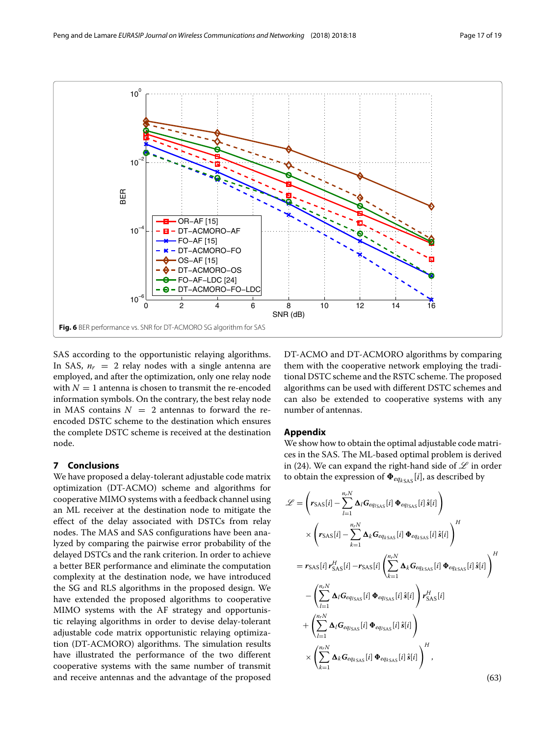Fig. 6 BER performance vs. SNR for DT-ACMORO SG algorithm for SAS

SAS according to the opportunistic relaying algorithms. In SAS, $n_r = 2$ relay nodes with a single antenna are employed, and after the optimization, only one relay node with $N = 1$ antenna is chosen to transmit the re-encoded information symbols. On the contrary, the best relay node in MAS contains $N = 2$ antennas to forward the re-encoded DSTC scheme to the destination which ensures the complete DSTC scheme is received at the destination node.

## 7 Conclusions

We have proposed a delay-tolerant adjustable code matrix optimization (DT-ACMO) scheme and algorithms for cooperative MIMO systems with a feedback channel using an ML receiver at the destination node to mitigate the effect of the delay associated with DSTCs from relay nodes. The MAS and SAS configurations have been analyzed by comparing the pairwise error probability of the delayed DSTCs and the rank criterion. In order to achieve a better BER performance and eliminate the computation complexity at the destination node, we have introduced the SG and RLS algorithms in the proposed design. We have extended the proposed algorithms to cooperative MIMO systems with the AF strategy and opportunistic relaying algorithms in order to devise delay-tolerant adjustable code matrix opportunistic relaying optimization (DT-ACMORO) algorithms. The simulation results have illustrated the performance of the two different cooperative systems with the same number of transmit and receive antennas and the advantage of the proposed DT-ACMO and DT-ACMORO algorithms by comparing them with the cooperative network employing the traditional DSTC scheme and the RSTC scheme. The proposed algorithms can be used with different DSTC schemes and can also be extended to cooperative systems with any number of antennas.

## Appendix

We show how to obtain the optimal adjustable code matrices in the SAS. The ML-based optimal problem is derived in (24). We can expand the right-hand side of $\mathscr{L}$ in order to obtain the expression of $\boldsymbol{\Phi}_{eq_{k\text{SAS}}}[i]$, as described by

$$
\begin{aligned}
\mathscr{L} &= \left(\boldsymbol{r}_{\text{SAS}}[i] - \sum_{l=1}^{n_r N} \boldsymbol{\Delta}_l \boldsymbol{G}_{eq_{l\text{SAS}}}[i]\, \boldsymbol{\Phi}_{eq_{l\text{SAS}}}[i]\, \hat{\boldsymbol{s}}[i]\right) \\
&\quad \times \left(\boldsymbol{r}_{\text{SAS}}[i] - \sum_{k=1}^{n_r N} \boldsymbol{\Delta}_k \boldsymbol{G}_{eq_{k\text{SAS}}}[i]\, \boldsymbol{\Phi}_{eq_{k\text{SAS}}}[i]\, \hat{\boldsymbol{s}}[i]\right)^H \\
&= \boldsymbol{r}_{\text{SAS}}[i]\, \boldsymbol{r}_{\text{SAS}}^H[i] - \boldsymbol{r}_{\text{SAS}}[i] \left(\sum_{k=1}^{n_r N} \boldsymbol{\Delta}_k \boldsymbol{G}_{eq_{k\text{SAS}}}[i]\, \boldsymbol{\Phi}_{eq_{k\text{SAS}}}[i]\, \hat{\boldsymbol{s}}[i]\right)^H \\
&\quad - \left(\sum_{l=1}^{n_r N} \boldsymbol{\Delta}_l \boldsymbol{G}_{eq_{l\text{SAS}}}[i]\, \boldsymbol{\Phi}_{eq_{l\text{SAS}}}[i]\, \hat{\boldsymbol{s}}[i]\right) \boldsymbol{r}_{\text{SAS}}^H[i] \\
&\quad + \left(\sum_{l=1}^{n_r N} \boldsymbol{\Delta}_l \boldsymbol{G}_{eq_{l\text{SAS}}}[i]\, \boldsymbol{\Phi}_{eq_{l\text{SAS}}}[i]\, \hat{\boldsymbol{s}}[i]\right) \\
&\quad \times \left(\sum_{k=1}^{n_r N} \boldsymbol{\Delta}_k \boldsymbol{G}_{eq_{k\text{SAS}}}[i]\, \boldsymbol{\Phi}_{eq_{k\text{SAS}}}[i]\, \hat{\boldsymbol{s}}[i]\right)^H,
\end{aligned}
\tag{63}
$$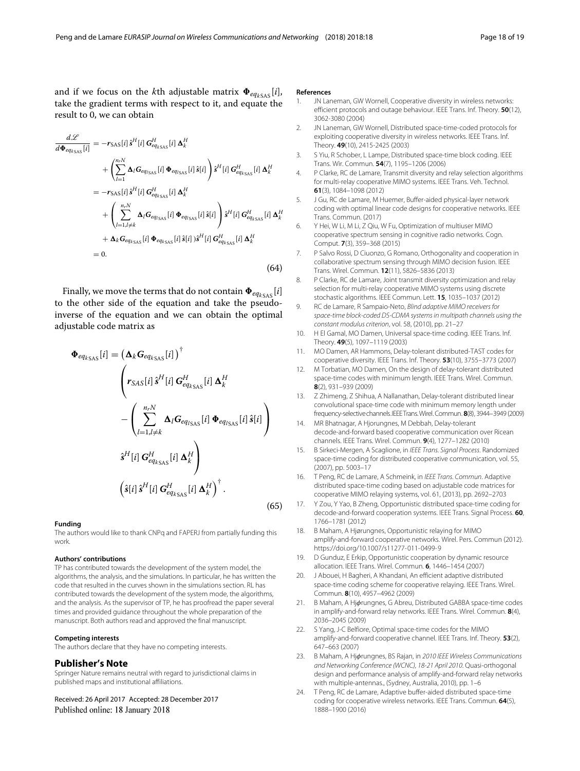and if we focus on the $k$th adjustable matrix $\boldsymbol{\Phi}_{eq_{k\text{SAS}}}[i]$, take the gradient terms with respect to it, and equate the result to 0, we can obtain

$$
\begin{aligned}
\frac{d\mathscr{L}}{d\boldsymbol{\Phi}_{eq_{k\text{SAS}}}[i]} &= -\boldsymbol{r}_{\text{SAS}}[i]\,\hat{\boldsymbol{s}}^{H}[i]\,\boldsymbol{G}^{H}_{eq_{k\text{SAS}}}[i]\,\boldsymbol{\Delta}_k^{H} \\
&\quad + \left(\sum_{l=1}^{n_rN} \boldsymbol{\Delta}_l \boldsymbol{G}_{eq_{l\text{SAS}}}[i]\,\boldsymbol{\Phi}_{eq_{l\text{SAS}}}[i]\,\hat{\boldsymbol{s}}[i]\right)\hat{\boldsymbol{s}}^{H}[i]\,\boldsymbol{G}^{H}_{eq_{k\text{SAS}}}[i]\,\boldsymbol{\Delta}_k^{H} \\
&= -\boldsymbol{r}_{\text{SAS}}[i]\,\hat{\boldsymbol{s}}^{H}[i]\,\boldsymbol{G}^{H}_{eq_{k\text{SAS}}}[i]\,\boldsymbol{\Delta}_k^{H} \\
&\quad + \left(\sum_{l=1, l\neq k}^{n_rN} \boldsymbol{\Delta}_l \boldsymbol{G}_{eq_{l\text{SAS}}}[i]\,\boldsymbol{\Phi}_{eq_{l\text{SAS}}}[i]\,\hat{\boldsymbol{s}}[i]\right)\hat{\boldsymbol{s}}^{H}[i]\,\boldsymbol{G}^{H}_{eq_{k\text{SAS}}}[i]\,\boldsymbol{\Delta}_k^{H} \\
&\quad + \boldsymbol{\Delta}_k \boldsymbol{G}_{eq_{k\text{SAS}}}[i]\,\boldsymbol{\Phi}_{eq_{k\text{SAS}}}[i]\,\hat{\boldsymbol{s}}[i]\,)\hat{\boldsymbol{s}}^{H}[i]\,\boldsymbol{G}^{H}_{eq_{k\text{SAS}}}[i]\,\boldsymbol{\Delta}_k^{H} \\
&= 0.
\end{aligned} \tag{64}
$$

Finally, we move the terms that do not contain $\boldsymbol{\Phi}_{eq_{k\text{SAS}}}[i]$ to the other side of the equation and take the pseudo-inverse of the equation and we can obtain the optimal adjustable code matrix as

$$
\begin{aligned}
\boldsymbol{\Phi}_{eq_{k\text{SAS}}}[i] &= \left(\boldsymbol{\Delta}_k \boldsymbol{G}_{eq_{k\text{SAS}}}[i]\right)^{\dagger} \\
&\quad \left(\boldsymbol{r}_{SAS}[i]\,\hat{\boldsymbol{s}}^{H}[i]\,\boldsymbol{G}^{H}_{eq_{k\text{SAS}}}[i]\,\boldsymbol{\Delta}_k^{H} \right. \\
&\quad - \left(\sum_{l=1, l\neq k}^{n_rN} \boldsymbol{\Delta}_l \boldsymbol{G}_{eq_{l\text{SAS}}}[i]\,\boldsymbol{\Phi}_{eq_{l\text{SAS}}}[i]\,\hat{\boldsymbol{s}}[i]\right) \\
&\quad \left. \hat{\boldsymbol{s}}^{H}[i]\,\boldsymbol{G}^{H}_{eq_{k\text{SAS}}}[i]\,\boldsymbol{\Delta}_k^{H}\right) \\
&\quad \left(\hat{\boldsymbol{s}}[i]\,\hat{\boldsymbol{s}}^{H}[i]\,\boldsymbol{G}^{H}_{eq_{k\text{SAS}}}[i]\,\boldsymbol{\Delta}_k^{H}\right)^{\dagger}.
\end{aligned} \tag{65}
$$

#### Funding
The authors would like to thank CNPq and FAPERJ from partially funding this work.

#### Authors' contributions
TP has contributed towards the development of the system model, the algorithms, the analysis, and the simulations. In particular, he has written the code that resulted in the curves shown in the simulations section. RL has contributed towards the development of the system mode, the algorithms, and the analysis. As the supervisor of TP, he has proofread the paper several times and provided guidance throughout the whole preparation of the manuscript. Both authors read and approved the final manuscript.

#### Competing interests
The authors declare that they have no competing interests.

## Publisher's Note
Springer Nature remains neutral with regard to jurisdictional claims in published maps and institutional affiliations.

Received: 26 April 2017 Accepted: 28 December 2017
Published online: 18 January 2018

#### References
1. JN Laneman, GW Wornell, Cooperative diversity in wireless networks: efficient protocols and outage behaviour. IEEE Trans. Inf. Theory. **50**(12), 3062-3080 (2004)
2. JN Laneman, GW Wornell, Distributed space-time-coded protocols for exploiting cooperative diversity in wireless networks. IEEE Trans. Inf. Theory. **49**(10), 2415-2425 (2003)
3. S Yiu, R Schober, L Lampe, Distributed space-time block coding. IEEE Trans. Wir. Commun. **54**(7), 1195–1206 (2006)
4. P Clarke, RC de Lamare, Transmit diversity and relay selection algorithms for multi-relay cooperative MIMO systems. IEEE Trans. Veh. Technol. **61**(3), 1084–1098 (2012)
5. J Gu, RC de Lamare, M Huemer, Buffer-aided physical-layer network coding with optimal linear code designs for cooperative networks. IEEE Trans. Commun. (2017)
6. Y Hei, W Li, M Li, Z Qiu, W Fu, Optimization of multiuser MIMO cooperative spectrum sensing in cognitive radio networks. Cogn. Comput. **7**(3), 359–368 (2015)
7. P Salvo Rossi, D Ciuonzo, G Romano, Orthogonality and cooperation in collaborative spectrum sensing through MIMO decision fusion. IEEE Trans. Wirel. Commun. **12**(11), 5826–5836 (2013)
8. P Clarke, RC de Lamare, Joint transmit diversity optimization and relay selection for multi-relay cooperative MIMO systems using discrete stochastic algorithms. IEEE Commun. Lett. **15**, 1035–1037 (2012)
9. RC de Lamare, R Sampaio-Neto, *Blind adaptive MIMO receivers for space-time block-coded DS-CDMA systems in multipath channels using the constant modulus criterion*, vol. 58, (2010), pp. 21–27
10. H El Gamal, MO Damen, Universal space-time coding. IEEE Trans. Inf. Theory. **49**(5), 1097–1119 (2003)
11. MO Damen, AR Hammons, Delay-tolerant distributed-TAST codes for cooperative diversity. IEEE Trans. Inf. Theory. **53**(10), 3755–3773 (2007)
12. M Torbatian, MO Damen, On the design of delay-tolerant distributed space-time codes with minimum length. IEEE Trans. Wirel. Commun. **8**(2), 931–939 (2009)
13. Z Zhimeng, Z Shihua, A Nallanathan, Delay-tolerant distributed linear convolutional space-time code with minimum memory length under frequency-selective channels. IEEE Trans. Wirel. Commun. **8**(8), 3944–3949 (2009)
14. MR Bhatnagar, A Hjorungnes, M Debbah, Delay-tolerant decode-and-forward based cooperative communication over Ricean channels. IEEE Trans. Wirel. Commun. **9**(4), 1277–1282 (2010)
15. B Sirkeci-Mergen, A Scaglione, in *IEEE Trans. Signal Process*. Randomized space-time coding for distributed cooperative communication, vol. 55, (2007), pp. 5003–17
16. T Peng, RC de Lamare, A Schmeink, in *IEEE Trans. Commun*. Adaptive distributed space-time coding based on adjustable code matrices for cooperative MIMO relaying systems, vol. 61, (2013), pp. 2692–2703
17. Y Zou, Y Yao, B Zheng, Opportunistic distributed space-time coding for decode-and-forward cooperation systems. IEEE Trans. Signal Process. **60**, 1766–1781 (2012)
18. B Maham, A Hjørungnes, Opportunistic relaying for MIMO amplify-and-forward cooperative networks. Wirel. Pers. Commun (2012). https://doi.org/10.1007/s11277-011-0499-9
19. D Gunduz, E Erkip, Opportunistic cooperation by dynamic resource allocation. IEEE Trans. Wirel. Commun. **6**, 1446–1454 (2007)
20. J Abouei, H Bagheri, A Khandani, An efficient adaptive distributed space-time coding scheme for cooperative relaying. IEEE Trans. Wirel. Commun. **8**(10), 4957–4962 (2009)
21. B Maham, A Hjørungnes, G Abreu, Distributed GABBA space-time codes in amplify-and-forward relay networks. IEEE Trans. Wirel. Commun. **8**(4), 2036–2045 (2009)
22. S Yang, J-C Belfiore, Optimal space-time codes for the MIMO amplify-and-forward cooperative channel. IEEE Trans. Inf. Theory. **53**(2), 647–663 (2007)
23. B Maham, A Hjørungnes, BS Rajan, in *2010 IEEE Wireless Communications and Networking Conference (WCNC), 18-21 April 2010*. Quasi-orthogonal design and performance analysis of amplify-and-forward relay networks with multiple-antennas., (Sydney, Australia, 2010), pp. 1–6
24. T Peng, RC de Lamare, Adaptive buffer-aided distributed space-time coding for cooperative wireless networks. IEEE Trans. Commun. **64**(5), 1888–1900 (2016)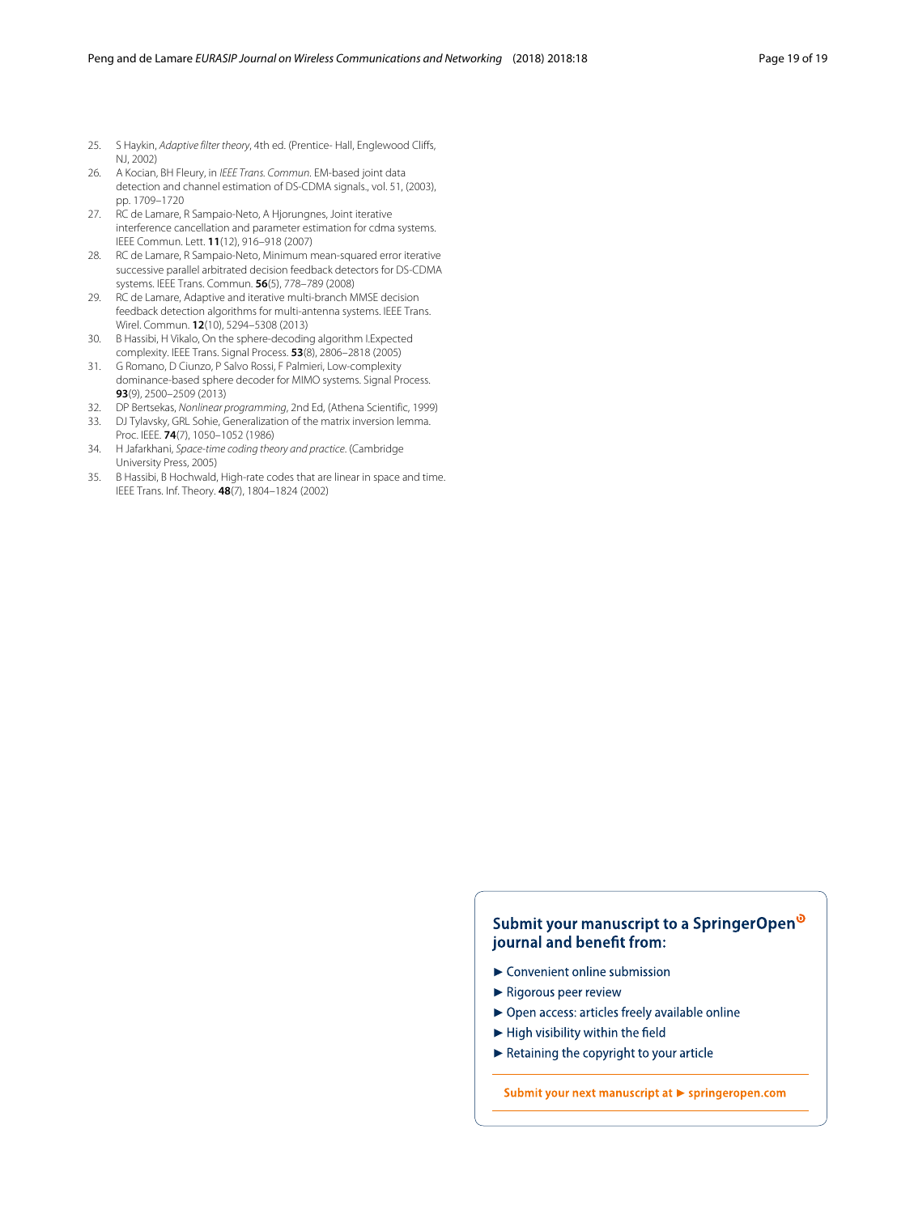25. S Haykin, *Adaptive filter theory*, 4th ed. (Prentice- Hall, Englewood Cliffs, NJ, 2002)
26. A Kocian, BH Fleury, in *IEEE Trans. Commun*. EM-based joint data detection and channel estimation of DS-CDMA signals., vol. 51, (2003), pp. 1709–1720
27. RC de Lamare, R Sampaio-Neto, A Hjorungnes, Joint iterative interference cancellation and parameter estimation for cdma systems. IEEE Commun. Lett. **11**(12), 916–918 (2007)
28. RC de Lamare, R Sampaio-Neto, Minimum mean-squared error iterative successive parallel arbitrated decision feedback detectors for DS-CDMA systems. IEEE Trans. Commun. **56**(5), 778–789 (2008)
29. RC de Lamare, Adaptive and iterative multi-branch MMSE decision feedback detection algorithms for multi-antenna systems. IEEE Trans. Wirel. Commun. **12**(10), 5294–5308 (2013)
30. B Hassibi, H Vikalo, On the sphere-decoding algorithm I.Expected complexity. IEEE Trans. Signal Process. **53**(8), 2806–2818 (2005)
31. G Romano, D Ciunzo, P Salvo Rossi, F Palmieri, Low-complexity dominance-based sphere decoder for MIMO systems. Signal Process. **93**(9), 2500–2509 (2013)
32. DP Bertsekas, *Nonlinear programming*, 2nd Ed, (Athena Scientific, 1999)
33. DJ Tylavsky, GRL Sohie, Generalization of the matrix inversion lemma. Proc. IEEE. **74**(7), 1050–1052 (1986)
34. H Jafarkhani, *Space-time coding theory and practice*. (Cambridge University Press, 2005)
35. B Hassibi, B Hochwald, High-rate codes that are linear in space and time. IEEE Trans. Inf. Theory. **48**(7), 1804–1824 (2002)

**Submit your manuscript to a SpringerOpen journal and benefit from:**

- ► Convenient online submission
- ► Rigorous peer review
- ► Open access: articles freely available online
- ► High visibility within the field
- ► Retaining the copyright to your article

**Submit your next manuscript at ► springeropen.com**